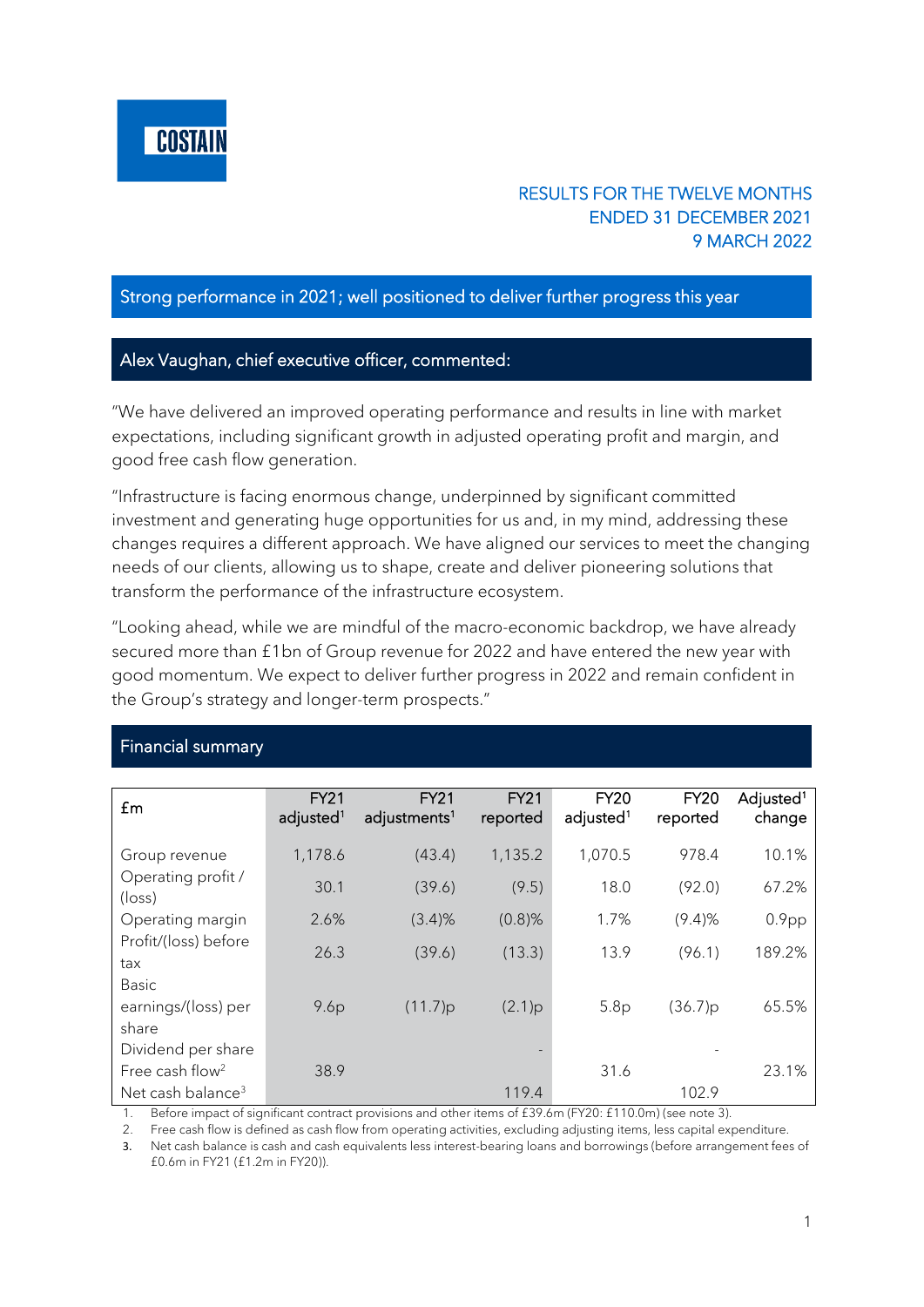COSTAIN

RESULTS FOR THE TWELVE MONTHS ENDED 31 DECEMBER 2021
9 MARCH 2022

## Strong performance in 2021; well positioned to deliver further progress this year

## Alex Vaughan, chief executive officer, commented:

"We have delivered an improved operating performance and results in line with market expectations, including significant growth in adjusted operating profit and margin, and good free cash flow generation.

"Infrastructure is facing enormous change, underpinned by significant committed investment and generating huge opportunities for us and, in my mind, addressing these changes requires a different approach. We have aligned our services to meet the changing needs of our clients, allowing us to shape, create and deliver pioneering solutions that transform the performance of the infrastructure ecosystem.

"Looking ahead, while we are mindful of the macro-economic backdrop, we have already secured more than £1bn of Group revenue for 2022 and have entered the new year with good momentum. We expect to deliver further progress in 2022 and remain confident in the Group's strategy and longer-term prospects."

## Financial summary

| £m | FY21 adjusted[1] | FY21 adjustments[1] | FY21 reported | FY20 adjusted[1] | FY20 reported | Adjusted[1] change |
|---|---|---|---|---|---|---|
| Group revenue | 1,178.6 | (43.4) | 1,135.2 | 1,070.5 | 978.4 | 10.1% |
| Operating profit / (loss) | 30.1 | (39.6) | (9.5) | 18.0 | (92.0) | 67.2% |
| Operating margin | 2.6% | (3.4)% | (0.8)% | 1.7% | (9.4)% | 0.9pp |
| Profit/(loss) before tax | 26.3 | (39.6) | (13.3) | 13.9 | (96.1) | 189.2% |
| Basic earnings/(loss) per share | 9.6p | (11.7)p | (2.1)p | 5.8p | (36.7)p | 65.5% |
| Dividend per share | | | - | | - | |
| Free cash flow[2] | 38.9 | | | 31.6 | | 23.1% |
| Net cash balance[3] | | | 119.4 | | 102.9 | |

1. Before impact of significant contract provisions and other items of £39.6m (FY20: £110.0m) (see note 3).
2. Free cash flow is defined as cash flow from operating activities, excluding adjusting items, less capital expenditure.
3. Net cash balance is cash and cash equivalents less interest-bearing loans and borrowings (before arrangement fees of £0.6m in FY21 (£1.2m in FY20)).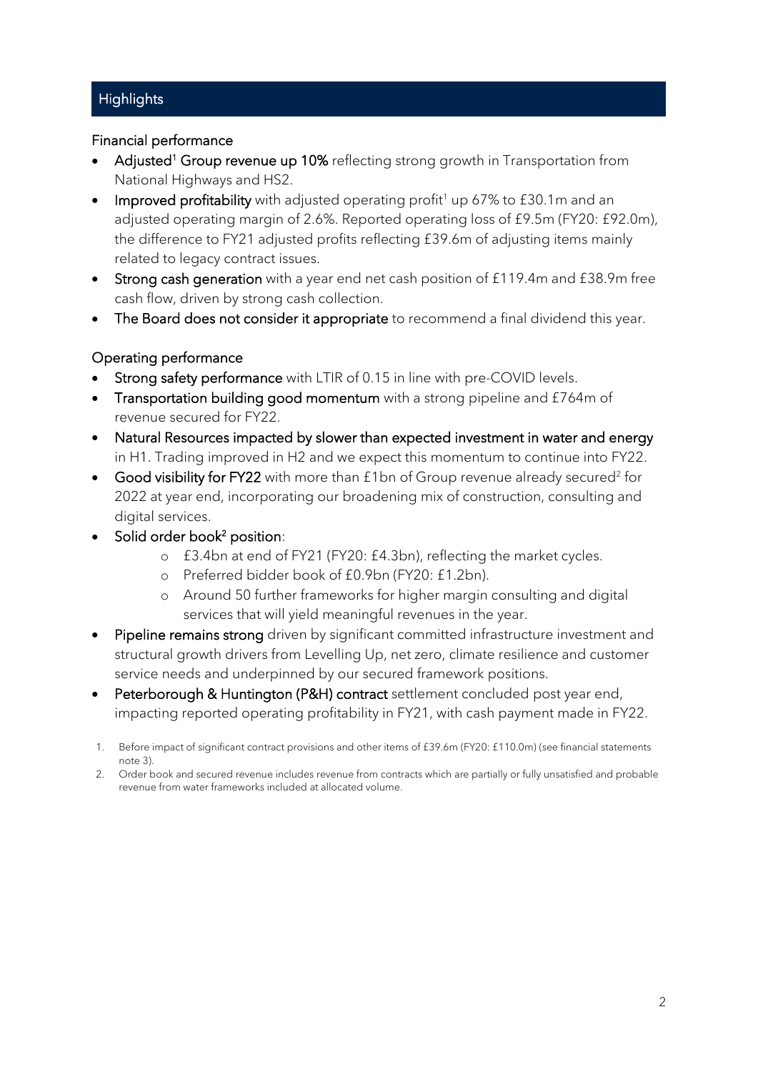## Highlights

### Financial performance

- **Adjusted[1] Group revenue up 10%** reflecting strong growth in Transportation from National Highways and HS2.
- **Improved profitability** with adjusted operating profit[1] up 67% to £30.1m and an adjusted operating margin of 2.6%. Reported operating loss of £9.5m (FY20: £92.0m), the difference to FY21 adjusted profits reflecting £39.6m of adjusting items mainly related to legacy contract issues.
- **Strong cash generation** with a year end net cash position of £119.4m and £38.9m free cash flow, driven by strong cash collection.
- **The Board does not consider it appropriate** to recommend a final dividend this year.

### Operating performance

- **Strong safety performance** with LTIR of 0.15 in line with pre-COVID levels.
- **Transportation building good momentum** with a strong pipeline and £764m of revenue secured for FY22.
- **Natural Resources impacted by slower than expected investment in water and energy** in H1. Trading improved in H2 and we expect this momentum to continue into FY22.
- **Good visibility for FY22** with more than £1bn of Group revenue already secured[2] for 2022 at year end, incorporating our broadening mix of construction, consulting and digital services.
- **Solid order book[2] position**:
  - £3.4bn at end of FY21 (FY20: £4.3bn), reflecting the market cycles.
  - Preferred bidder book of £0.9bn (FY20: £1.2bn).
  - Around 50 further frameworks for higher margin consulting and digital services that will yield meaningful revenues in the year.
- **Pipeline remains strong** driven by significant committed infrastructure investment and structural growth drivers from Levelling Up, net zero, climate resilience and customer service needs and underpinned by our secured framework positions.
- **Peterborough & Huntington (P&H) contract** settlement concluded post year end, impacting reported operating profitability in FY21, with cash payment made in FY22.

1. Before impact of significant contract provisions and other items of £39.6m (FY20: £110.0m) (see financial statements note 3).
2. Order book and secured revenue includes revenue from contracts which are partially or fully unsatisfied and probable revenue from water frameworks included at allocated volume.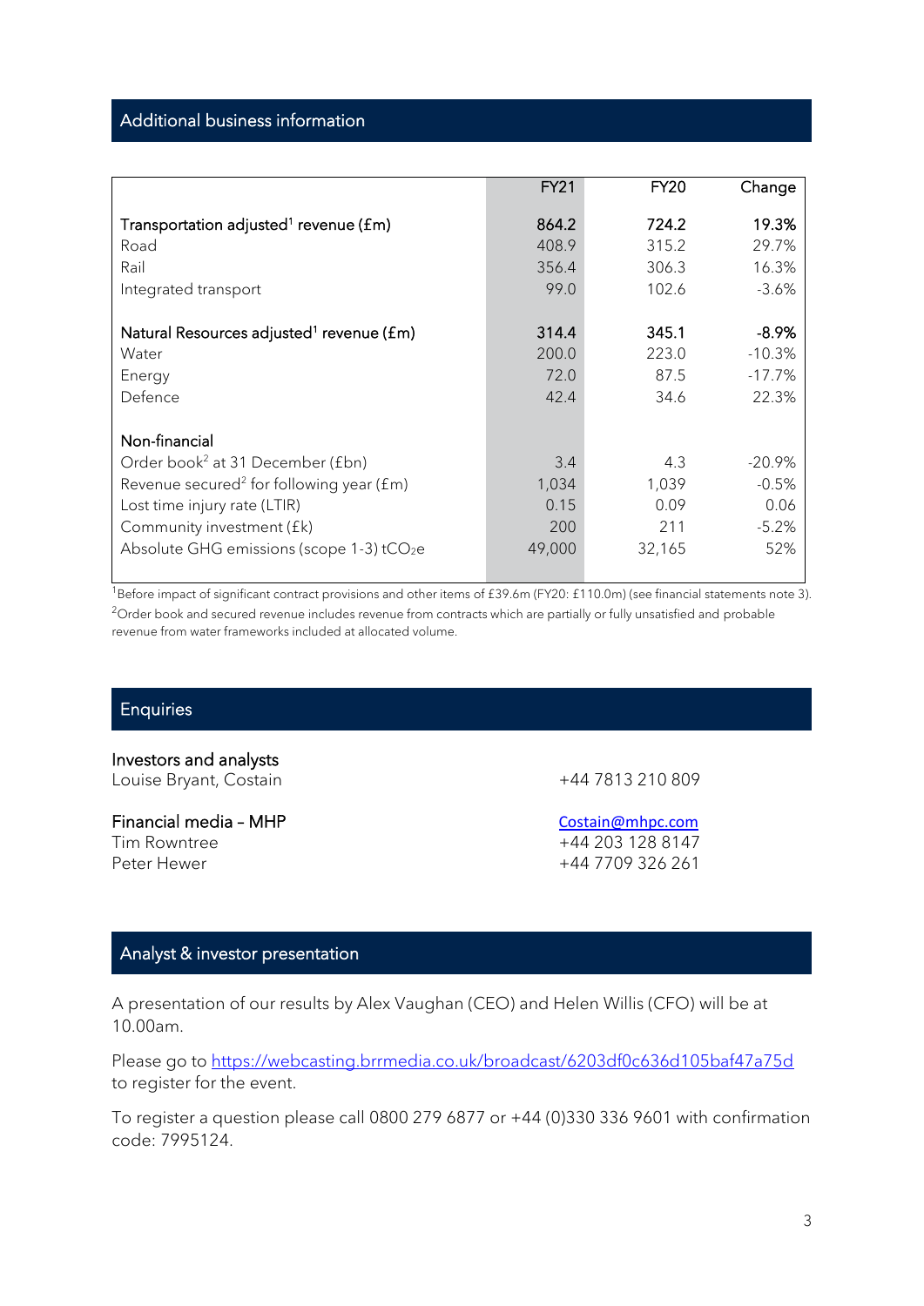## Additional business information

| | FY21 | FY20 | Change |
|---|---|---|---|
| **Transportation adjusted[1] revenue (£m)** | **864.2** | **724.2** | **19.3%** |
| Road | 408.9 | 315.2 | 29.7% |
| Rail | 356.4 | 306.3 | 16.3% |
| Integrated transport | 99.0 | 102.6 | -3.6% |
| | | | |
| **Natural Resources adjusted[1] revenue (£m)** | **314.4** | **345.1** | **-8.9%** |
| Water | 200.0 | 223.0 | -10.3% |
| Energy | 72.0 | 87.5 | -17.7% |
| Defence | 42.4 | 34.6 | 22.3% |
| | | | |
| **Non-financial** | | | |
| Order book[2] at 31 December (£bn) | 3.4 | 4.3 | -20.9% |
| Revenue secured[2] for following year (£m) | 1,034 | 1,039 | -0.5% |
| Lost time injury rate (LTIR) | 0.15 | 0.09 | 0.06 |
| Community investment (£k) | 200 | 211 | -5.2% |
| Absolute GHG emissions (scope 1-3) $tCO_2e$ | 49,000 | 32,165 | 52% |

[1]Before impact of significant contract provisions and other items of £39.6m (FY20: £110.0m) (see financial statements note 3).
[2]Order book and secured revenue includes revenue from contracts which are partially or fully unsatisfied and probable revenue from water frameworks included at allocated volume.

## Enquiries

**Investors and analysts**
Louise Bryant, Costain — +44 7813 210 809

**Financial media – MHP** — Costain@mhpc.com
Tim Rowntree — +44 203 128 8147
Peter Hewer — +44 7709 326 261

## Analyst & investor presentation

A presentation of our results by Alex Vaughan (CEO) and Helen Willis (CFO) will be at 10.00am.

Please go to https://webcasting.brrmedia.co.uk/broadcast/6203df0c636d105baf47a75d to register for the event.

To register a question please call 0800 279 6877 or +44 (0)330 336 9601 with confirmation code: 7995124.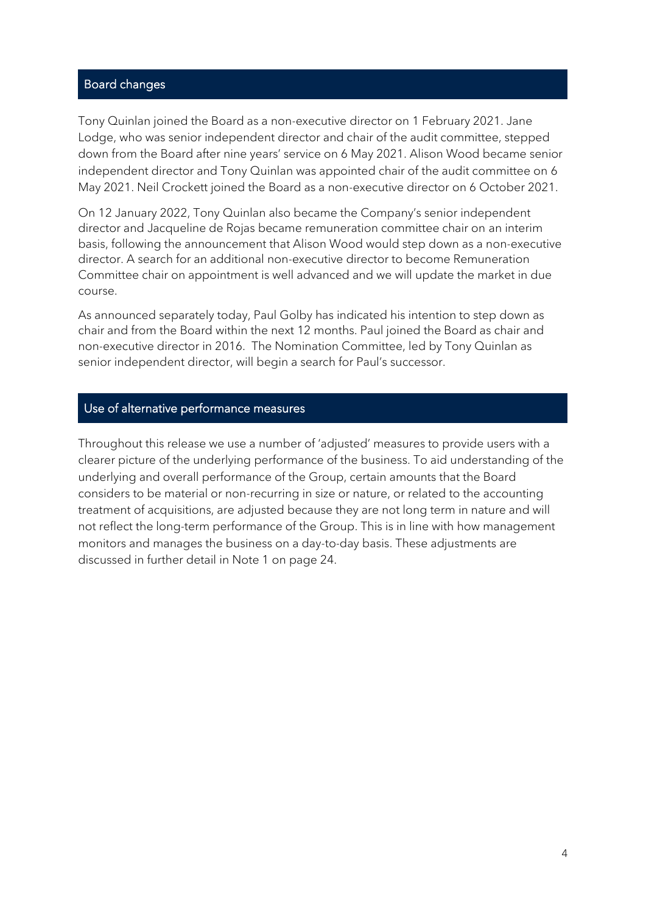## Board changes

Tony Quinlan joined the Board as a non-executive director on 1 February 2021. Jane Lodge, who was senior independent director and chair of the audit committee, stepped down from the Board after nine years' service on 6 May 2021. Alison Wood became senior independent director and Tony Quinlan was appointed chair of the audit committee on 6 May 2021. Neil Crockett joined the Board as a non-executive director on 6 October 2021.

On 12 January 2022, Tony Quinlan also became the Company's senior independent director and Jacqueline de Rojas became remuneration committee chair on an interim basis, following the announcement that Alison Wood would step down as a non-executive director. A search for an additional non-executive director to become Remuneration Committee chair on appointment is well advanced and we will update the market in due course.

As announced separately today, Paul Golby has indicated his intention to step down as chair and from the Board within the next 12 months. Paul joined the Board as chair and non-executive director in 2016. The Nomination Committee, led by Tony Quinlan as senior independent director, will begin a search for Paul's successor.

## Use of alternative performance measures

Throughout this release we use a number of 'adjusted' measures to provide users with a clearer picture of the underlying performance of the business. To aid understanding of the underlying and overall performance of the Group, certain amounts that the Board considers to be material or non-recurring in size or nature, or related to the accounting treatment of acquisitions, are adjusted because they are not long term in nature and will not reflect the long-term performance of the Group. This is in line with how management monitors and manages the business on a day-to-day basis. These adjustments are discussed in further detail in Note 1 on page 24.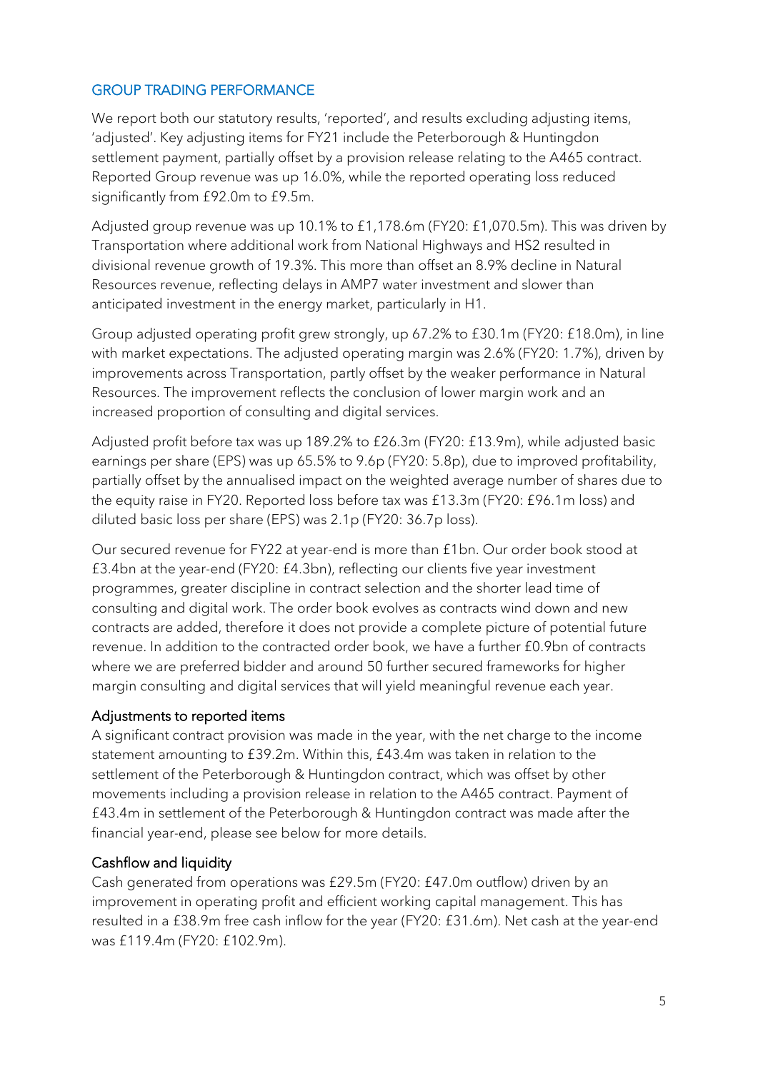## GROUP TRADING PERFORMANCE

We report both our statutory results, 'reported', and results excluding adjusting items, 'adjusted'. Key adjusting items for FY21 include the Peterborough & Huntingdon settlement payment, partially offset by a provision release relating to the A465 contract. Reported Group revenue was up 16.0%, while the reported operating loss reduced significantly from £92.0m to £9.5m.

Adjusted group revenue was up 10.1% to £1,178.6m (FY20: £1,070.5m). This was driven by Transportation where additional work from National Highways and HS2 resulted in divisional revenue growth of 19.3%. This more than offset an 8.9% decline in Natural Resources revenue, reflecting delays in AMP7 water investment and slower than anticipated investment in the energy market, particularly in H1.

Group adjusted operating profit grew strongly, up 67.2% to £30.1m (FY20: £18.0m), in line with market expectations. The adjusted operating margin was 2.6% (FY20: 1.7%), driven by improvements across Transportation, partly offset by the weaker performance in Natural Resources. The improvement reflects the conclusion of lower margin work and an increased proportion of consulting and digital services.

Adjusted profit before tax was up 189.2% to £26.3m (FY20: £13.9m), while adjusted basic earnings per share (EPS) was up 65.5% to 9.6p (FY20: 5.8p), due to improved profitability, partially offset by the annualised impact on the weighted average number of shares due to the equity raise in FY20. Reported loss before tax was £13.3m (FY20: £96.1m loss) and diluted basic loss per share (EPS) was 2.1p (FY20: 36.7p loss).

Our secured revenue for FY22 at year-end is more than £1bn. Our order book stood at £3.4bn at the year-end (FY20: £4.3bn), reflecting our clients five year investment programmes, greater discipline in contract selection and the shorter lead time of consulting and digital work. The order book evolves as contracts wind down and new contracts are added, therefore it does not provide a complete picture of potential future revenue. In addition to the contracted order book, we have a further £0.9bn of contracts where we are preferred bidder and around 50 further secured frameworks for higher margin consulting and digital services that will yield meaningful revenue each year.

### Adjustments to reported items

A significant contract provision was made in the year, with the net charge to the income statement amounting to £39.2m. Within this, £43.4m was taken in relation to the settlement of the Peterborough & Huntingdon contract, which was offset by other movements including a provision release in relation to the A465 contract. Payment of £43.4m in settlement of the Peterborough & Huntingdon contract was made after the financial year-end, please see below for more details.

### Cashflow and liquidity

Cash generated from operations was £29.5m (FY20: £47.0m outflow) driven by an improvement in operating profit and efficient working capital management. This has resulted in a £38.9m free cash inflow for the year (FY20: £31.6m). Net cash at the year-end was £119.4m (FY20: £102.9m).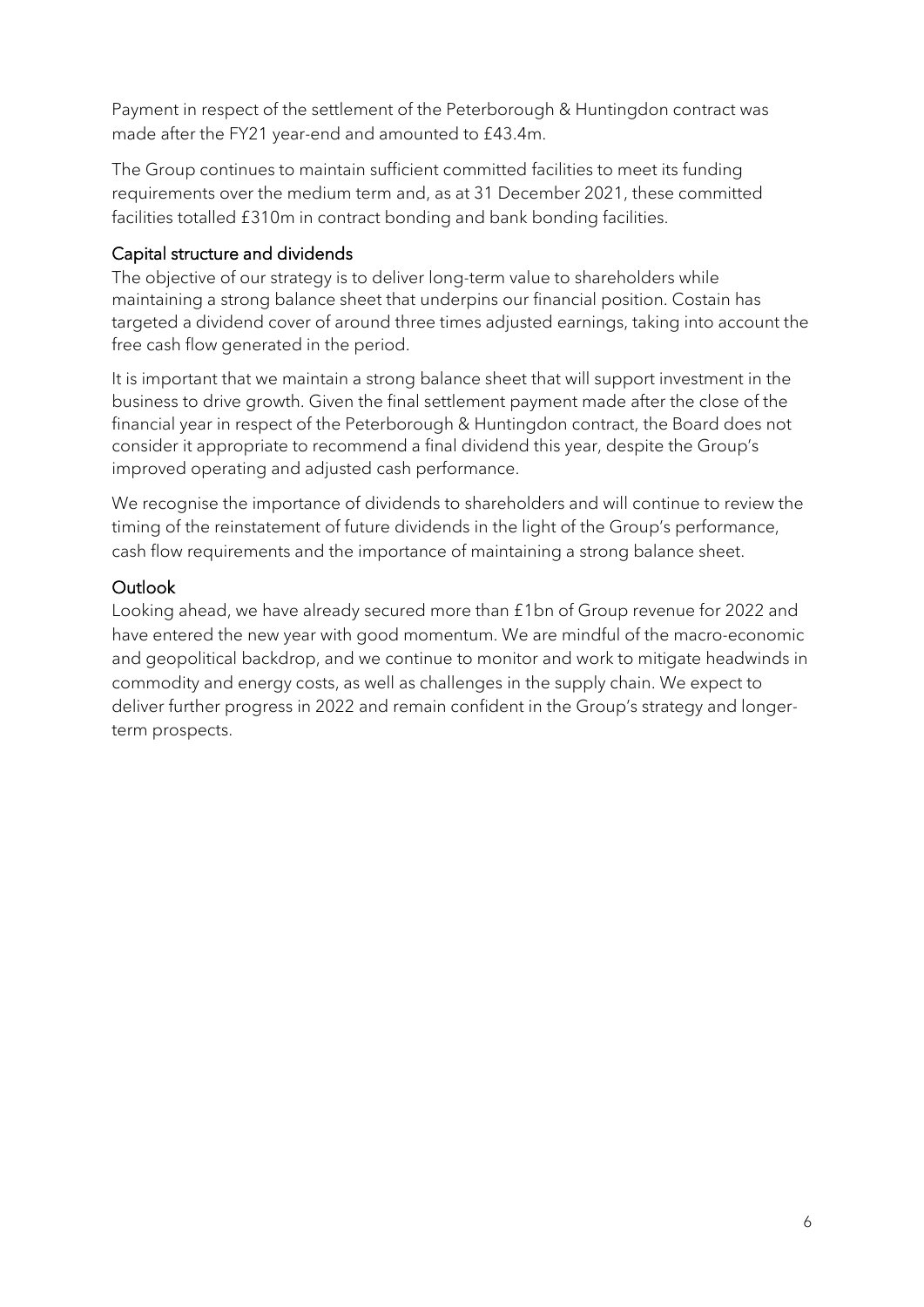Payment in respect of the settlement of the Peterborough & Huntingdon contract was made after the FY21 year-end and amounted to £43.4m.

The Group continues to maintain sufficient committed facilities to meet its funding requirements over the medium term and, as at 31 December 2021, these committed facilities totalled £310m in contract bonding and bank bonding facilities.

## Capital structure and dividends

The objective of our strategy is to deliver long-term value to shareholders while maintaining a strong balance sheet that underpins our financial position. Costain has targeted a dividend cover of around three times adjusted earnings, taking into account the free cash flow generated in the period.

It is important that we maintain a strong balance sheet that will support investment in the business to drive growth. Given the final settlement payment made after the close of the financial year in respect of the Peterborough & Huntingdon contract, the Board does not consider it appropriate to recommend a final dividend this year, despite the Group's improved operating and adjusted cash performance.

We recognise the importance of dividends to shareholders and will continue to review the timing of the reinstatement of future dividends in the light of the Group's performance, cash flow requirements and the importance of maintaining a strong balance sheet.

## Outlook

Looking ahead, we have already secured more than £1bn of Group revenue for 2022 and have entered the new year with good momentum. We are mindful of the macro-economic and geopolitical backdrop, and we continue to monitor and work to mitigate headwinds in commodity and energy costs, as well as challenges in the supply chain. We expect to deliver further progress in 2022 and remain confident in the Group's strategy and longer-term prospects.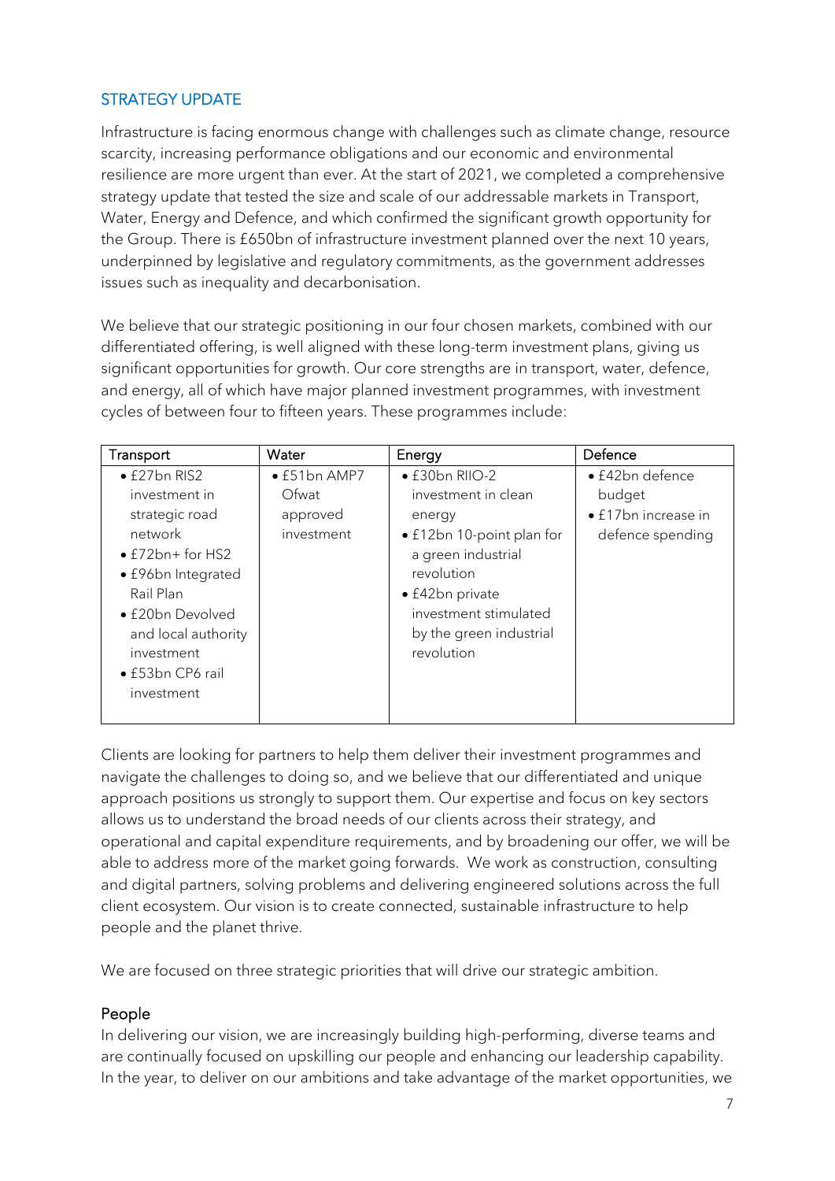## STRATEGY UPDATE

Infrastructure is facing enormous change with challenges such as climate change, resource scarcity, increasing performance obligations and our economic and environmental resilience are more urgent than ever. At the start of 2021, we completed a comprehensive strategy update that tested the size and scale of our addressable markets in Transport, Water, Energy and Defence, and which confirmed the significant growth opportunity for the Group. There is £650bn of infrastructure investment planned over the next 10 years, underpinned by legislative and regulatory commitments, as the government addresses issues such as inequality and decarbonisation.

We believe that our strategic positioning in our four chosen markets, combined with our differentiated offering, is well aligned with these long-term investment plans, giving us significant opportunities for growth. Our core strengths are in transport, water, defence, and energy, all of which have major planned investment programmes, with investment cycles of between four to fifteen years. These programmes include:

| Transport | Water | Energy | Defence |
|---|---|---|---|
| • £27bn RIS2 investment in strategic road network<br>• £72bn+ for HS2<br>• £96bn Integrated Rail Plan<br>• £20bn Devolved and local authority investment<br>• £53bn CP6 rail investment | • £51bn AMP7 Ofwat approved investment | • £30bn RIIO-2 investment in clean energy<br>• £12bn 10-point plan for a green industrial revolution<br>• £42bn private investment stimulated by the green industrial revolution | • £42bn defence budget<br>• £17bn increase in defence spending |

Clients are looking for partners to help them deliver their investment programmes and navigate the challenges to doing so, and we believe that our differentiated and unique approach positions us strongly to support them. Our expertise and focus on key sectors allows us to understand the broad needs of our clients across their strategy, and operational and capital expenditure requirements, and by broadening our offer, we will be able to address more of the market going forwards. We work as construction, consulting and digital partners, solving problems and delivering engineered solutions across the full client ecosystem. Our vision is to create connected, sustainable infrastructure to help people and the planet thrive.

We are focused on three strategic priorities that will drive our strategic ambition.

### People

In delivering our vision, we are increasingly building high-performing, diverse teams and are continually focused on upskilling our people and enhancing our leadership capability. In the year, to deliver on our ambitions and take advantage of the market opportunities, we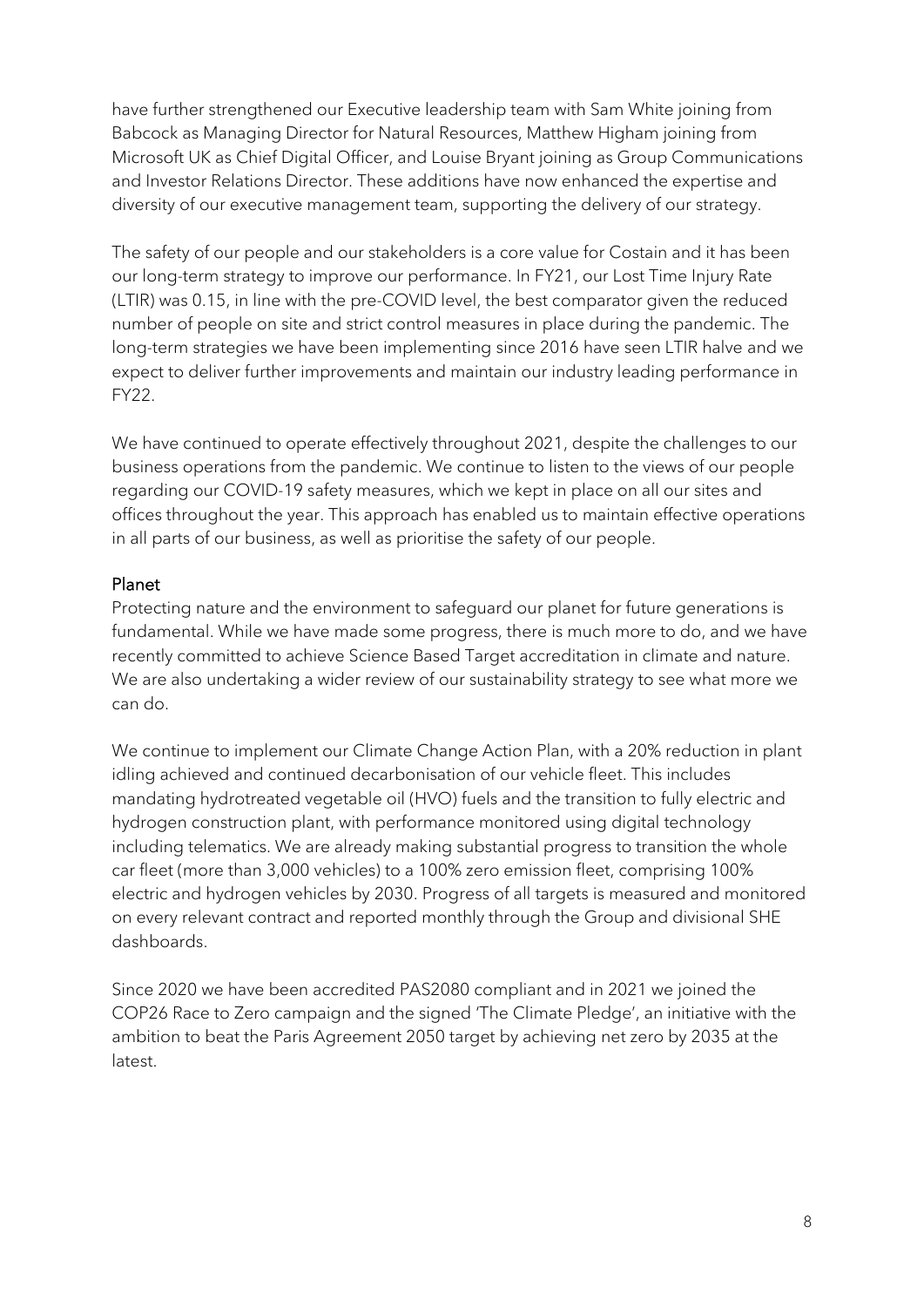have further strengthened our Executive leadership team with Sam White joining from Babcock as Managing Director for Natural Resources, Matthew Higham joining from Microsoft UK as Chief Digital Officer, and Louise Bryant joining as Group Communications and Investor Relations Director. These additions have now enhanced the expertise and diversity of our executive management team, supporting the delivery of our strategy.

The safety of our people and our stakeholders is a core value for Costain and it has been our long-term strategy to improve our performance. In FY21, our Lost Time Injury Rate (LTIR) was 0.15, in line with the pre-COVID level, the best comparator given the reduced number of people on site and strict control measures in place during the pandemic. The long-term strategies we have been implementing since 2016 have seen LTIR halve and we expect to deliver further improvements and maintain our industry leading performance in FY22.

We have continued to operate effectively throughout 2021, despite the challenges to our business operations from the pandemic. We continue to listen to the views of our people regarding our COVID-19 safety measures, which we kept in place on all our sites and offices throughout the year. This approach has enabled us to maintain effective operations in all parts of our business, as well as prioritise the safety of our people.

## Planet

Protecting nature and the environment to safeguard our planet for future generations is fundamental. While we have made some progress, there is much more to do, and we have recently committed to achieve Science Based Target accreditation in climate and nature. We are also undertaking a wider review of our sustainability strategy to see what more we can do.

We continue to implement our Climate Change Action Plan, with a 20% reduction in plant idling achieved and continued decarbonisation of our vehicle fleet. This includes mandating hydrotreated vegetable oil (HVO) fuels and the transition to fully electric and hydrogen construction plant, with performance monitored using digital technology including telematics. We are already making substantial progress to transition the whole car fleet (more than 3,000 vehicles) to a 100% zero emission fleet, comprising 100% electric and hydrogen vehicles by 2030. Progress of all targets is measured and monitored on every relevant contract and reported monthly through the Group and divisional SHE dashboards.

Since 2020 we have been accredited PAS2080 compliant and in 2021 we joined the COP26 Race to Zero campaign and the signed 'The Climate Pledge', an initiative with the ambition to beat the Paris Agreement 2050 target by achieving net zero by 2035 at the latest.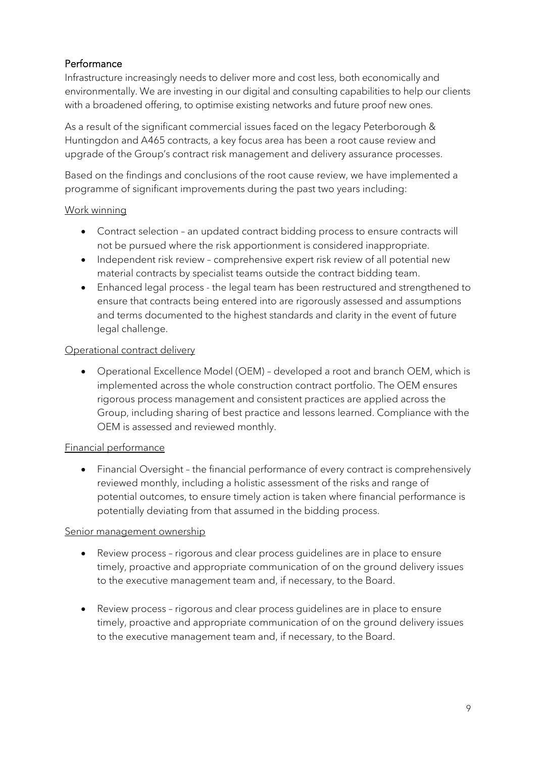## Performance

Infrastructure increasingly needs to deliver more and cost less, both economically and environmentally. We are investing in our digital and consulting capabilities to help our clients with a broadened offering, to optimise existing networks and future proof new ones.

As a result of the significant commercial issues faced on the legacy Peterborough & Huntingdon and A465 contracts, a key focus area has been a root cause review and upgrade of the Group's contract risk management and delivery assurance processes.

Based on the findings and conclusions of the root cause review, we have implemented a programme of significant improvements during the past two years including:

<u>Work winning</u>

- Contract selection – an updated contract bidding process to ensure contracts will not be pursued where the risk apportionment is considered inappropriate.
- Independent risk review – comprehensive expert risk review of all potential new material contracts by specialist teams outside the contract bidding team.
- Enhanced legal process - the legal team has been restructured and strengthened to ensure that contracts being entered into are rigorously assessed and assumptions and terms documented to the highest standards and clarity in the event of future legal challenge.

<u>Operational contract delivery</u>

- Operational Excellence Model (OEM) – developed a root and branch OEM, which is implemented across the whole construction contract portfolio. The OEM ensures rigorous process management and consistent practices are applied across the Group, including sharing of best practice and lessons learned. Compliance with the OEM is assessed and reviewed monthly.

<u>Financial performance</u>

- Financial Oversight – the financial performance of every contract is comprehensively reviewed monthly, including a holistic assessment of the risks and range of potential outcomes, to ensure timely action is taken where financial performance is potentially deviating from that assumed in the bidding process.

<u>Senior management ownership</u>

- Review process – rigorous and clear process guidelines are in place to ensure timely, proactive and appropriate communication of on the ground delivery issues to the executive management team and, if necessary, to the Board.

- Review process – rigorous and clear process guidelines are in place to ensure timely, proactive and appropriate communication of on the ground delivery issues to the executive management team and, if necessary, to the Board.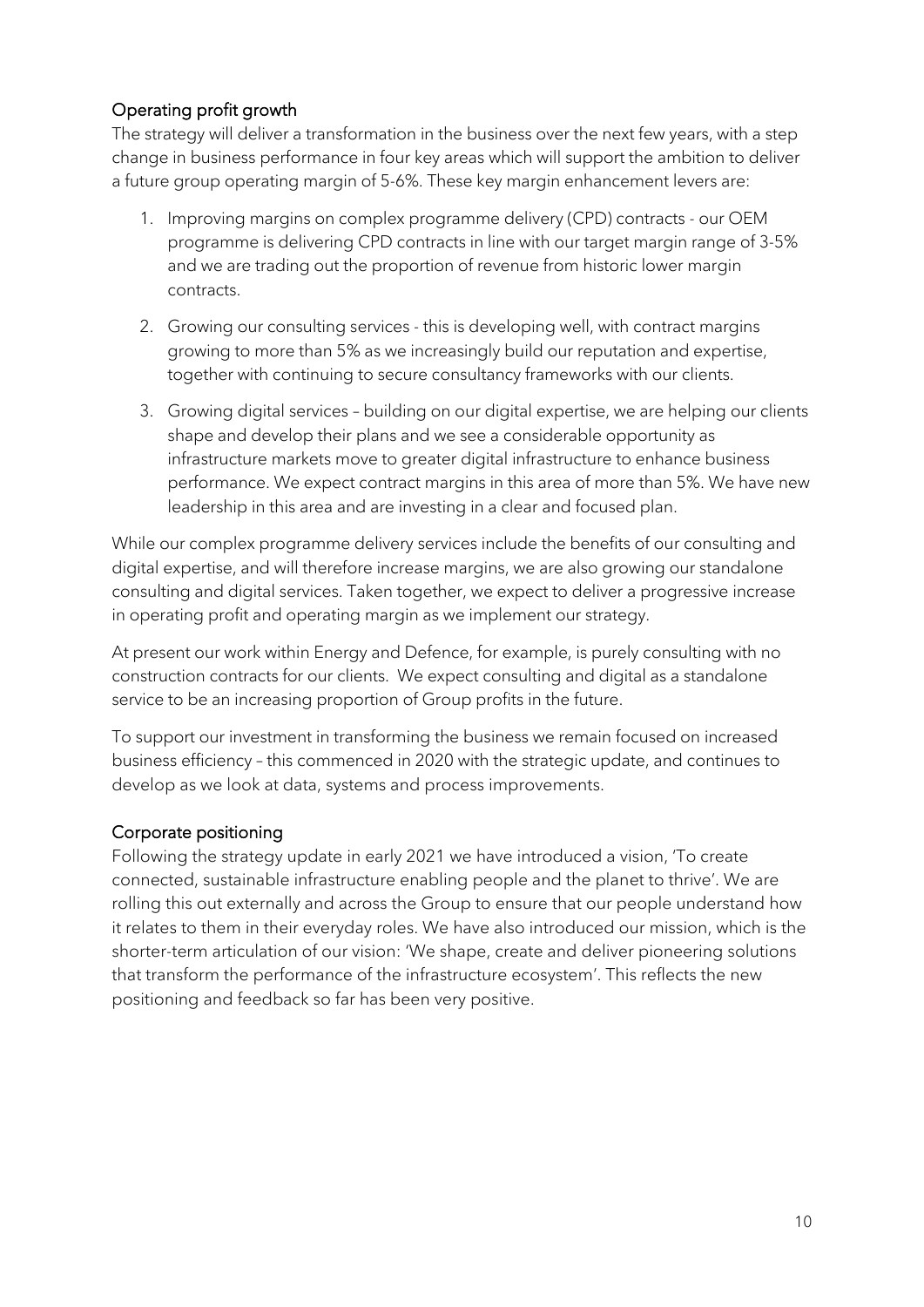## Operating profit growth

The strategy will deliver a transformation in the business over the next few years, with a step change in business performance in four key areas which will support the ambition to deliver a future group operating margin of 5-6%. These key margin enhancement levers are:

1. Improving margins on complex programme delivery (CPD) contracts - our OEM programme is delivering CPD contracts in line with our target margin range of 3-5% and we are trading out the proportion of revenue from historic lower margin contracts.

2. Growing our consulting services - this is developing well, with contract margins growing to more than 5% as we increasingly build our reputation and expertise, together with continuing to secure consultancy frameworks with our clients.

3. Growing digital services – building on our digital expertise, we are helping our clients shape and develop their plans and we see a considerable opportunity as infrastructure markets move to greater digital infrastructure to enhance business performance. We expect contract margins in this area of more than 5%. We have new leadership in this area and are investing in a clear and focused plan.

While our complex programme delivery services include the benefits of our consulting and digital expertise, and will therefore increase margins, we are also growing our standalone consulting and digital services. Taken together, we expect to deliver a progressive increase in operating profit and operating margin as we implement our strategy.

At present our work within Energy and Defence, for example, is purely consulting with no construction contracts for our clients. We expect consulting and digital as a standalone service to be an increasing proportion of Group profits in the future.

To support our investment in transforming the business we remain focused on increased business efficiency – this commenced in 2020 with the strategic update, and continues to develop as we look at data, systems and process improvements.

## Corporate positioning

Following the strategy update in early 2021 we have introduced a vision, 'To create connected, sustainable infrastructure enabling people and the planet to thrive'. We are rolling this out externally and across the Group to ensure that our people understand how it relates to them in their everyday roles. We have also introduced our mission, which is the shorter-term articulation of our vision: 'We shape, create and deliver pioneering solutions that transform the performance of the infrastructure ecosystem'. This reflects the new positioning and feedback so far has been very positive.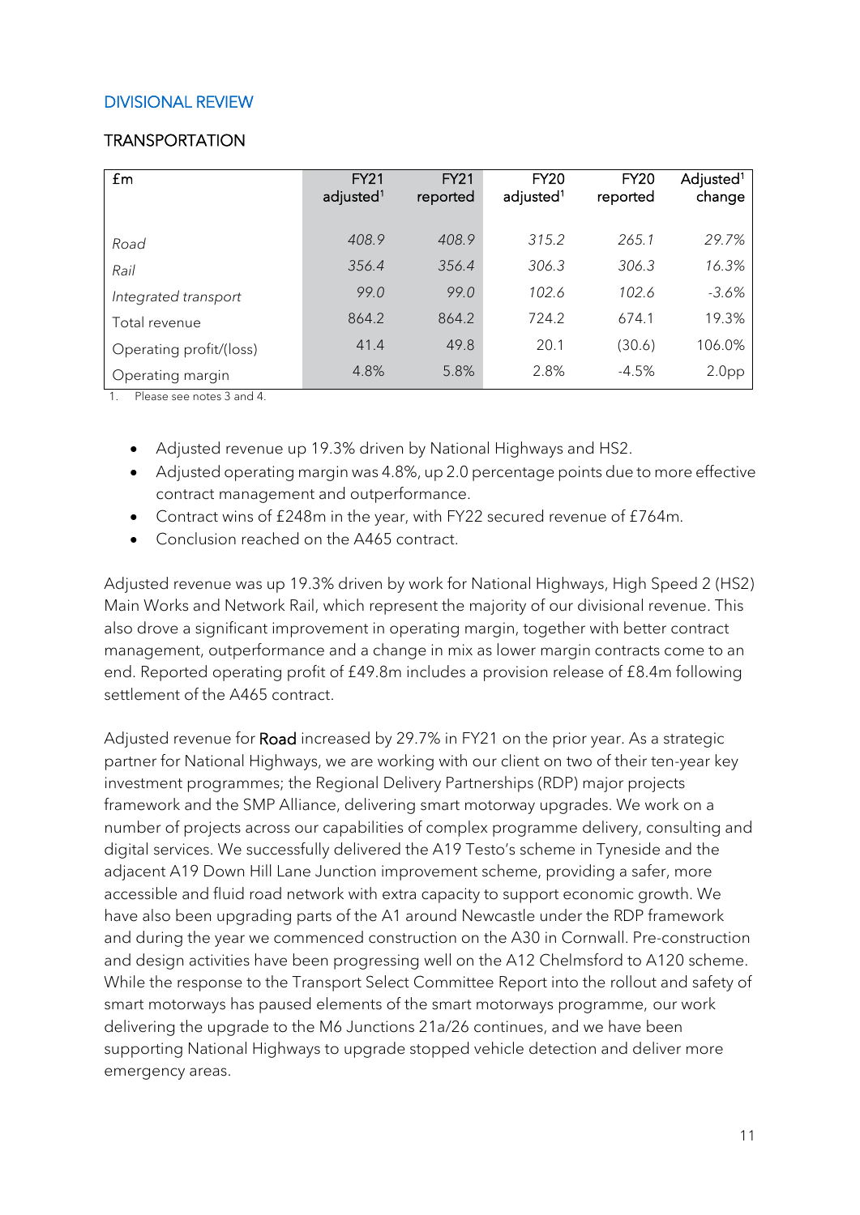## DIVISIONAL REVIEW

### TRANSPORTATION

| £m | FY21 adjusted[1] | FY21 reported | FY20 adjusted[1] | FY20 reported | Adjusted[1] change |
|---|---|---|---|---|---|
| *Road* | *408.9* | *408.9* | *315.2* | *265.1* | *29.7%* |
| *Rail* | *356.4* | *356.4* | *306.3* | *306.3* | *16.3%* |
| *Integrated transport* | *99.0* | *99.0* | *102.6* | *102.6* | *-3.6%* |
| Total revenue | 864.2 | 864.2 | 724.2 | 674.1 | 19.3% |
| Operating profit/(loss) | 41.4 | 49.8 | 20.1 | (30.6) | 106.0% |
| Operating margin | 4.8% | 5.8% | 2.8% | -4.5% | 2.0pp |

1. Please see notes 3 and 4.

- Adjusted revenue up 19.3% driven by National Highways and HS2.
- Adjusted operating margin was 4.8%, up 2.0 percentage points due to more effective contract management and outperformance.
- Contract wins of £248m in the year, with FY22 secured revenue of £764m.
- Conclusion reached on the A465 contract.

Adjusted revenue was up 19.3% driven by work for National Highways, High Speed 2 (HS2) Main Works and Network Rail, which represent the majority of our divisional revenue. This also drove a significant improvement in operating margin, together with better contract management, outperformance and a change in mix as lower margin contracts come to an end. Reported operating profit of £49.8m includes a provision release of £8.4m following settlement of the A465 contract.

Adjusted revenue for **Road** increased by 29.7% in FY21 on the prior year. As a strategic partner for National Highways, we are working with our client on two of their ten-year key investment programmes; the Regional Delivery Partnerships (RDP) major projects framework and the SMP Alliance, delivering smart motorway upgrades. We work on a number of projects across our capabilities of complex programme delivery, consulting and digital services. We successfully delivered the A19 Testo's scheme in Tyneside and the adjacent A19 Down Hill Lane Junction improvement scheme, providing a safer, more accessible and fluid road network with extra capacity to support economic growth. We have also been upgrading parts of the A1 around Newcastle under the RDP framework and during the year we commenced construction on the A30 in Cornwall. Pre-construction and design activities have been progressing well on the A12 Chelmsford to A120 scheme. While the response to the Transport Select Committee Report into the rollout and safety of smart motorways has paused elements of the smart motorways programme, our work delivering the upgrade to the M6 Junctions 21a/26 continues, and we have been supporting National Highways to upgrade stopped vehicle detection and deliver more emergency areas.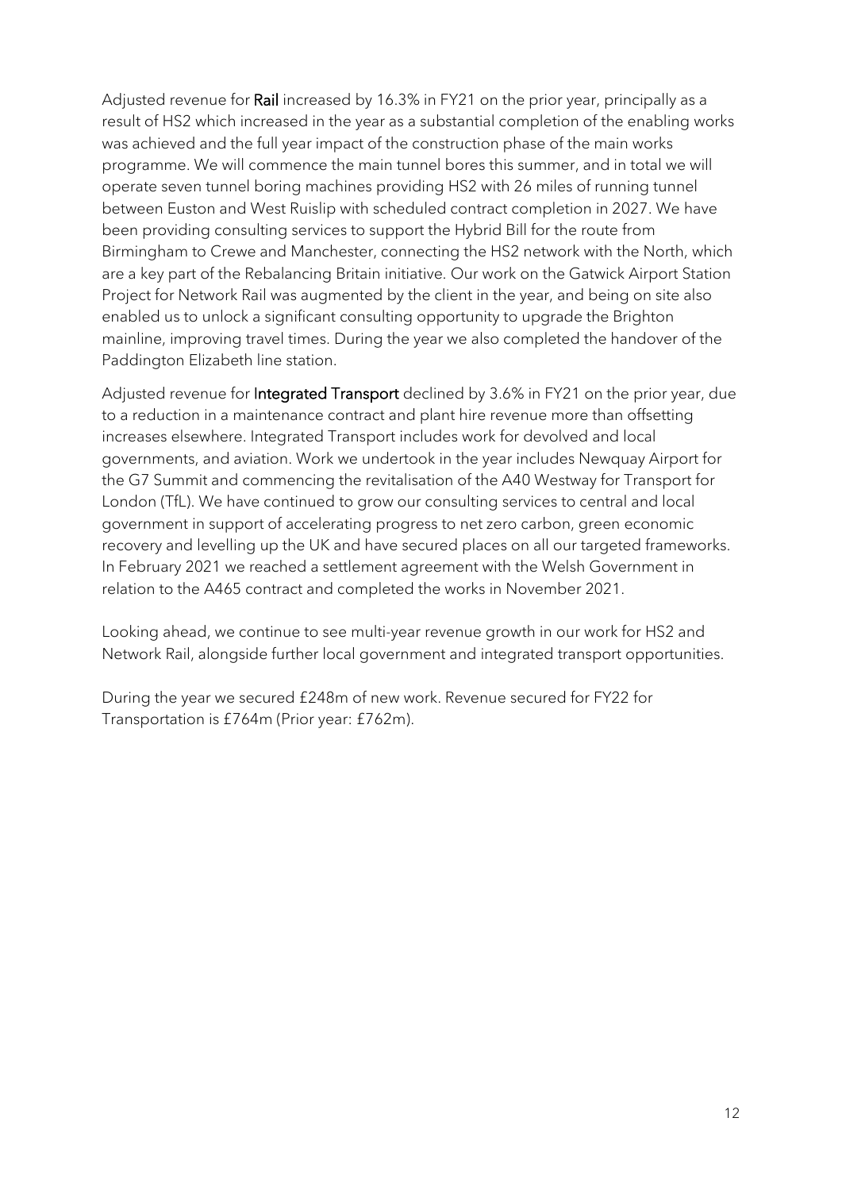Adjusted revenue for **Rail** increased by 16.3% in FY21 on the prior year, principally as a result of HS2 which increased in the year as a substantial completion of the enabling works was achieved and the full year impact of the construction phase of the main works programme. We will commence the main tunnel bores this summer, and in total we will operate seven tunnel boring machines providing HS2 with 26 miles of running tunnel between Euston and West Ruislip with scheduled contract completion in 2027. We have been providing consulting services to support the Hybrid Bill for the route from Birmingham to Crewe and Manchester, connecting the HS2 network with the North, which are a key part of the Rebalancing Britain initiative. Our work on the Gatwick Airport Station Project for Network Rail was augmented by the client in the year, and being on site also enabled us to unlock a significant consulting opportunity to upgrade the Brighton mainline, improving travel times. During the year we also completed the handover of the Paddington Elizabeth line station.

Adjusted revenue for **Integrated Transport** declined by 3.6% in FY21 on the prior year, due to a reduction in a maintenance contract and plant hire revenue more than offsetting increases elsewhere. Integrated Transport includes work for devolved and local governments, and aviation. Work we undertook in the year includes Newquay Airport for the G7 Summit and commencing the revitalisation of the A40 Westway for Transport for London (TfL). We have continued to grow our consulting services to central and local government in support of accelerating progress to net zero carbon, green economic recovery and levelling up the UK and have secured places on all our targeted frameworks. In February 2021 we reached a settlement agreement with the Welsh Government in relation to the A465 contract and completed the works in November 2021.

Looking ahead, we continue to see multi-year revenue growth in our work for HS2 and Network Rail, alongside further local government and integrated transport opportunities.

During the year we secured £248m of new work. Revenue secured for FY22 for Transportation is £764m (Prior year: £762m).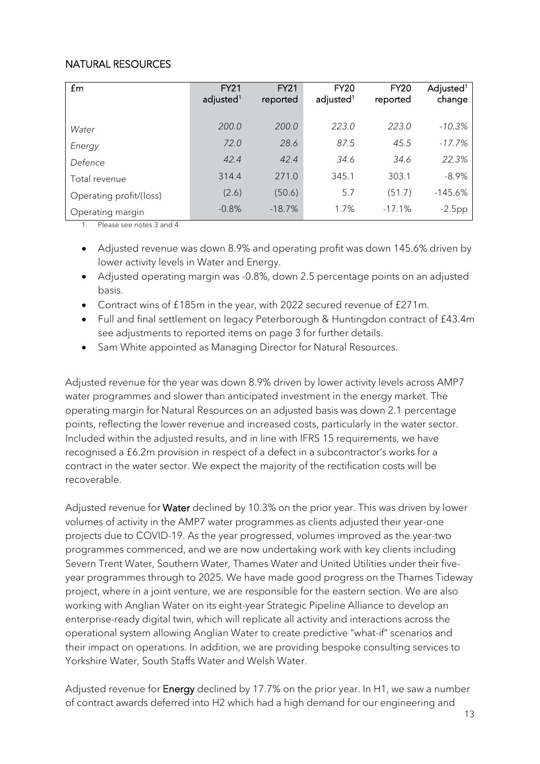## NATURAL RESOURCES

| £m | FY21 adjusted[1] | FY21 reported | FY20 adjusted[1] | FY20 reported | Adjusted[1] change |
|---|---|---|---|---|---|
| *Water* | *200.0* | *200.0* | *223.0* | *223.0* | *-10.3%* |
| *Energy* | *72.0* | *28.6* | *87.5* | *45.5* | *-17.7%* |
| *Defence* | *42.4* | *42.4* | *34.6* | *34.6* | *22.3%* |
| Total revenue | 314.4 | 271.0 | 345.1 | 303.1 | -8.9% |
| Operating profit/(loss) | (2.6) | (50.6) | 5.7 | (51.7) | -145.6% |
| Operating margin | -0.8% | -18.7% | 1.7% | -17.1% | -2.5pp |

1. Please see notes 3 and 4.

- Adjusted revenue was down 8.9% and operating profit was down 145.6% driven by lower activity levels in Water and Energy.
- Adjusted operating margin was -0.8%, down 2.5 percentage points on an adjusted basis.
- Contract wins of £185m in the year, with 2022 secured revenue of £271m.
- Full and final settlement on legacy Peterborough & Huntingdon contract of £43.4m see adjustments to reported items on page 3 for further details.
- Sam White appointed as Managing Director for Natural Resources.

Adjusted revenue for the year was down 8.9% driven by lower activity levels across AMP7 water programmes and slower than anticipated investment in the energy market. The operating margin for Natural Resources on an adjusted basis was down 2.1 percentage points, reflecting the lower revenue and increased costs, particularly in the water sector. Included within the adjusted results, and in line with IFRS 15 requirements, we have recognised a £6.2m provision in respect of a defect in a subcontractor's works for a contract in the water sector. We expect the majority of the rectification costs will be recoverable.

Adjusted revenue for **Water** declined by 10.3% on the prior year. This was driven by lower volumes of activity in the AMP7 water programmes as clients adjusted their year-one projects due to COVID-19. As the year progressed, volumes improved as the year-two programmes commenced, and we are now undertaking work with key clients including Severn Trent Water, Southern Water, Thames Water and United Utilities under their five-year programmes through to 2025. We have made good progress on the Thames Tideway project, where in a joint venture, we are responsible for the eastern section. We are also working with Anglian Water on its eight-year Strategic Pipeline Alliance to develop an enterprise-ready digital twin, which will replicate all activity and interactions across the operational system allowing Anglian Water to create predictive "what-if" scenarios and their impact on operations. In addition, we are providing bespoke consulting services to Yorkshire Water, South Staffs Water and Welsh Water.

Adjusted revenue for **Energy** declined by 17.7% on the prior year. In H1, we saw a number of contract awards deferred into H2 which had a high demand for our engineering and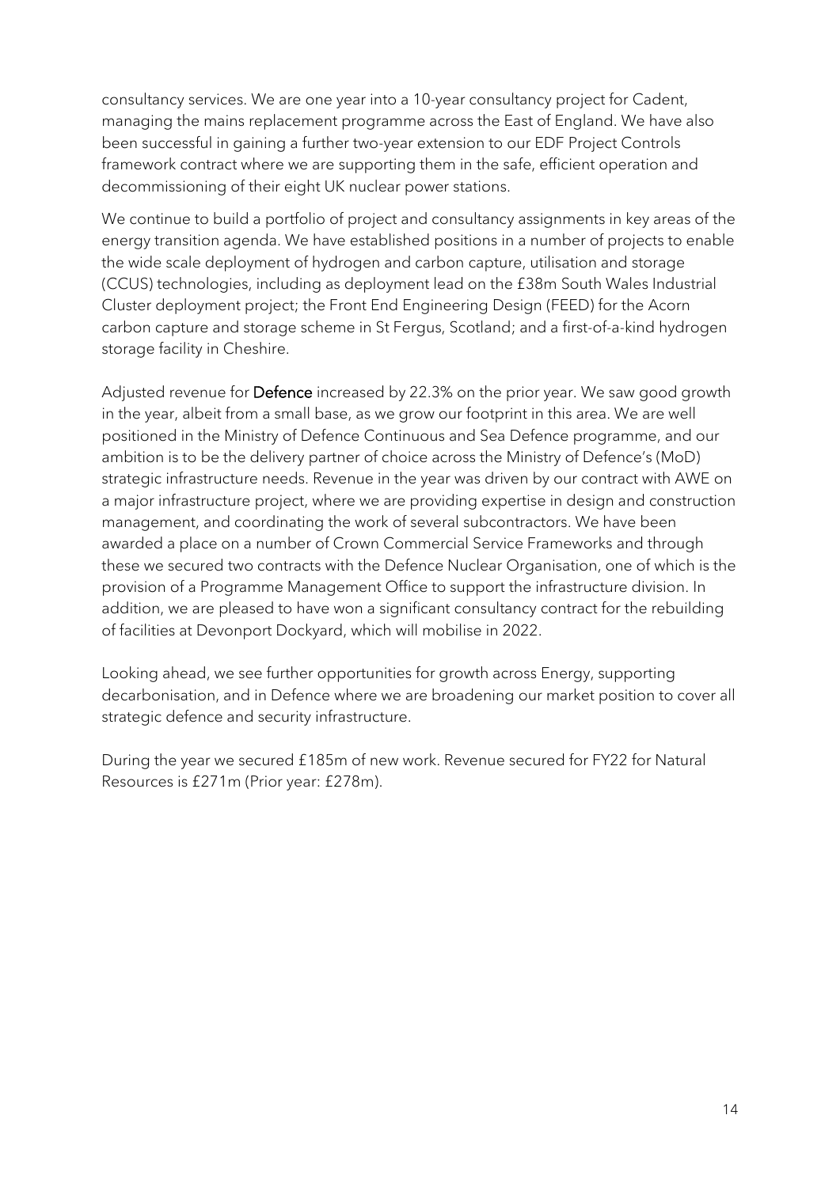consultancy services. We are one year into a 10-year consultancy project for Cadent, managing the mains replacement programme across the East of England. We have also been successful in gaining a further two-year extension to our EDF Project Controls framework contract where we are supporting them in the safe, efficient operation and decommissioning of their eight UK nuclear power stations.

We continue to build a portfolio of project and consultancy assignments in key areas of the energy transition agenda. We have established positions in a number of projects to enable the wide scale deployment of hydrogen and carbon capture, utilisation and storage (CCUS) technologies, including as deployment lead on the £38m South Wales Industrial Cluster deployment project; the Front End Engineering Design (FEED) for the Acorn carbon capture and storage scheme in St Fergus, Scotland; and a first-of-a-kind hydrogen storage facility in Cheshire.

Adjusted revenue for **Defence** increased by 22.3% on the prior year. We saw good growth in the year, albeit from a small base, as we grow our footprint in this area. We are well positioned in the Ministry of Defence Continuous and Sea Defence programme, and our ambition is to be the delivery partner of choice across the Ministry of Defence's (MoD) strategic infrastructure needs. Revenue in the year was driven by our contract with AWE on a major infrastructure project, where we are providing expertise in design and construction management, and coordinating the work of several subcontractors. We have been awarded a place on a number of Crown Commercial Service Frameworks and through these we secured two contracts with the Defence Nuclear Organisation, one of which is the provision of a Programme Management Office to support the infrastructure division. In addition, we are pleased to have won a significant consultancy contract for the rebuilding of facilities at Devonport Dockyard, which will mobilise in 2022.

Looking ahead, we see further opportunities for growth across Energy, supporting decarbonisation, and in Defence where we are broadening our market position to cover all strategic defence and security infrastructure.

During the year we secured £185m of new work. Revenue secured for FY22 for Natural Resources is £271m (Prior year: £278m).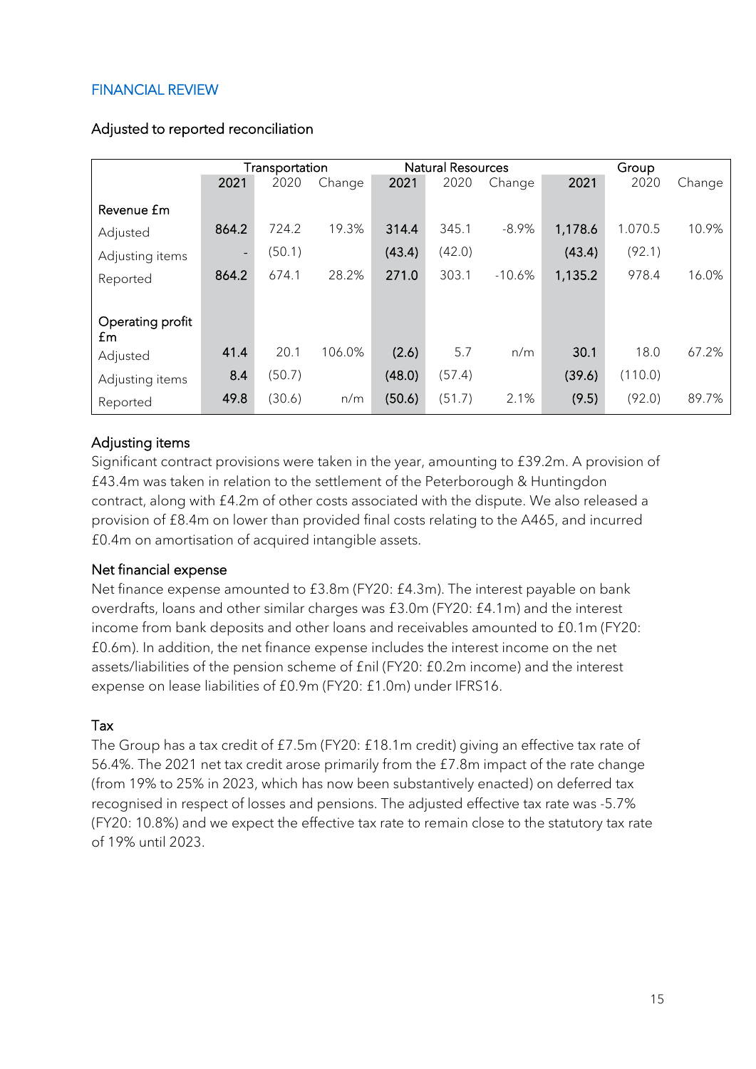## FINANCIAL REVIEW

### Adjusted to reported reconciliation

| | Transportation | | | Natural Resources | | | Group | | |
|---|---|---|---|---|---|---|---|---|---|
| | **2021** | 2020 | Change | **2021** | 2020 | Change | **2021** | 2020 | Change |
| **Revenue £m** | | | | | | | | | |
| Adjusted | **864.2** | 724.2 | 19.3% | **314.4** | 345.1 | -8.9% | **1,178.6** | 1.070.5 | 10.9% |
| Adjusting items | **-** | (50.1) | | **(43.4)** | (42.0) | | **(43.4)** | (92.1) | |
| Reported | **864.2** | 674.1 | 28.2% | **271.0** | 303.1 | -10.6% | **1,135.2** | 978.4 | 16.0% |
| | | | | | | | | | |
| **Operating profit £m** | | | | | | | | | |
| Adjusted | **41.4** | 20.1 | 106.0% | **(2.6)** | 5.7 | n/m | **30.1** | 18.0 | 67.2% |
| Adjusting items | **8.4** | (50.7) | | **(48.0)** | (57.4) | | **(39.6)** | (110.0) | |
| Reported | **49.8** | (30.6) | n/m | **(50.6)** | (51.7) | 2.1% | **(9.5)** | (92.0) | 89.7% |

### Adjusting items

Significant contract provisions were taken in the year, amounting to £39.2m. A provision of £43.4m was taken in relation to the settlement of the Peterborough & Huntingdon contract, along with £4.2m of other costs associated with the dispute. We also released a provision of £8.4m on lower than provided final costs relating to the A465, and incurred £0.4m on amortisation of acquired intangible assets.

### Net financial expense

Net finance expense amounted to £3.8m (FY20: £4.3m). The interest payable on bank overdrafts, loans and other similar charges was £3.0m (FY20: £4.1m) and the interest income from bank deposits and other loans and receivables amounted to £0.1m (FY20: £0.6m). In addition, the net finance expense includes the interest income on the net assets/liabilities of the pension scheme of £nil (FY20: £0.2m income) and the interest expense on lease liabilities of £0.9m (FY20: £1.0m) under IFRS16.

### Tax

The Group has a tax credit of £7.5m (FY20: £18.1m credit) giving an effective tax rate of 56.4%. The 2021 net tax credit arose primarily from the £7.8m impact of the rate change (from 19% to 25% in 2023, which has now been substantively enacted) on deferred tax recognised in respect of losses and pensions. The adjusted effective tax rate was -5.7% (FY20: 10.8%) and we expect the effective tax rate to remain close to the statutory tax rate of 19% until 2023.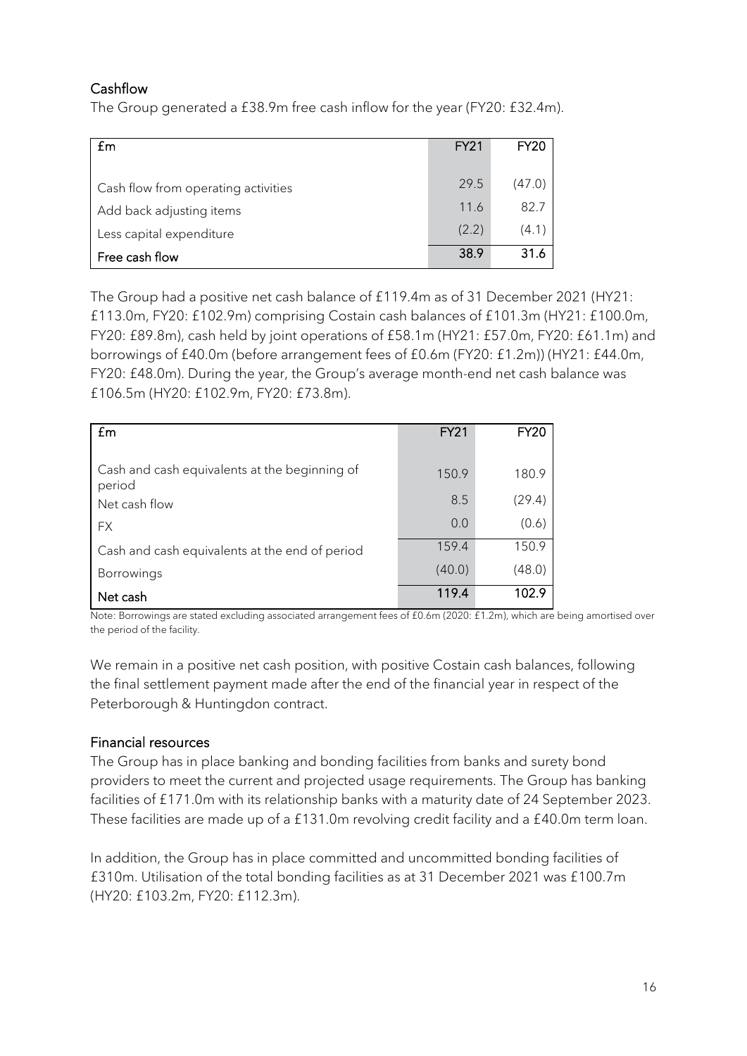## Cashflow

The Group generated a £38.9m free cash inflow for the year (FY20: £32.4m).

| £m | FY21 | FY20 |
|---|---|---|
| Cash flow from operating activities | 29.5 | (47.0) |
| Add back adjusting items | 11.6 | 82.7 |
| Less capital expenditure | (2.2) | (4.1) |
| **Free cash flow** | **38.9** | **31.6** |

The Group had a positive net cash balance of £119.4m as of 31 December 2021 (HY21: £113.0m, FY20: £102.9m) comprising Costain cash balances of £101.3m (HY21: £100.0m, FY20: £89.8m), cash held by joint operations of £58.1m (HY21: £57.0m, FY20: £61.1m) and borrowings of £40.0m (before arrangement fees of £0.6m (FY20: £1.2m)) (HY21: £44.0m, FY20: £48.0m). During the year, the Group's average month-end net cash balance was £106.5m (HY20: £102.9m, FY20: £73.8m).

| £m | FY21 | FY20 |
|---|---|---|
| Cash and cash equivalents at the beginning of period | 150.9 | 180.9 |
| Net cash flow | 8.5 | (29.4) |
| FX | 0.0 | (0.6) |
| Cash and cash equivalents at the end of period | 159.4 | 150.9 |
| Borrowings | (40.0) | (48.0) |
| **Net cash** | **119.4** | **102.9** |

Note: Borrowings are stated excluding associated arrangement fees of £0.6m (2020: £1.2m), which are being amortised over the period of the facility.

We remain in a positive net cash position, with positive Costain cash balances, following the final settlement payment made after the end of the financial year in respect of the Peterborough & Huntingdon contract.

## Financial resources

The Group has in place banking and bonding facilities from banks and surety bond providers to meet the current and projected usage requirements. The Group has banking facilities of £171.0m with its relationship banks with a maturity date of 24 September 2023. These facilities are made up of a £131.0m revolving credit facility and a £40.0m term loan.

In addition, the Group has in place committed and uncommitted bonding facilities of £310m. Utilisation of the total bonding facilities as at 31 December 2021 was £100.7m (HY20: £103.2m, FY20: £112.3m).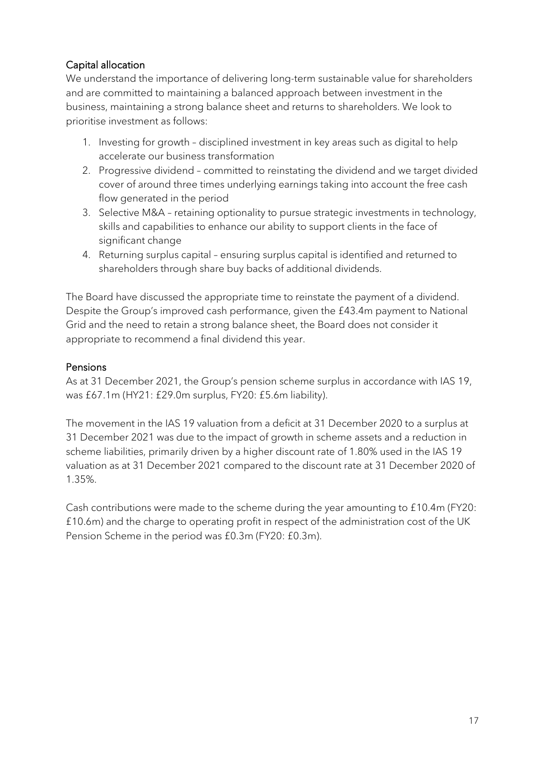## Capital allocation

We understand the importance of delivering long-term sustainable value for shareholders and are committed to maintaining a balanced approach between investment in the business, maintaining a strong balance sheet and returns to shareholders. We look to prioritise investment as follows:

1. Investing for growth – disciplined investment in key areas such as digital to help accelerate our business transformation
2. Progressive dividend – committed to reinstating the dividend and we target divided cover of around three times underlying earnings taking into account the free cash flow generated in the period
3. Selective M&A – retaining optionality to pursue strategic investments in technology, skills and capabilities to enhance our ability to support clients in the face of significant change
4. Returning surplus capital – ensuring surplus capital is identified and returned to shareholders through share buy backs of additional dividends.

The Board have discussed the appropriate time to reinstate the payment of a dividend. Despite the Group's improved cash performance, given the £43.4m payment to National Grid and the need to retain a strong balance sheet, the Board does not consider it appropriate to recommend a final dividend this year.

## Pensions

As at 31 December 2021, the Group's pension scheme surplus in accordance with IAS 19, was £67.1m (HY21: £29.0m surplus, FY20: £5.6m liability).

The movement in the IAS 19 valuation from a deficit at 31 December 2020 to a surplus at 31 December 2021 was due to the impact of growth in scheme assets and a reduction in scheme liabilities, primarily driven by a higher discount rate of 1.80% used in the IAS 19 valuation as at 31 December 2021 compared to the discount rate at 31 December 2020 of 1.35%.

Cash contributions were made to the scheme during the year amounting to £10.4m (FY20: £10.6m) and the charge to operating profit in respect of the administration cost of the UK Pension Scheme in the period was £0.3m (FY20: £0.3m).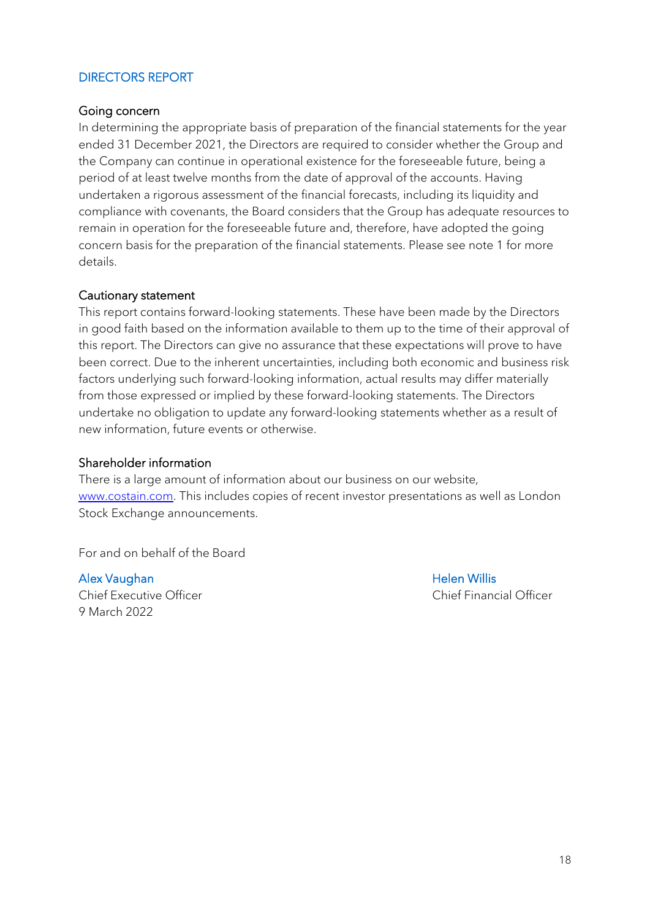# DIRECTORS REPORT

## Going concern

In determining the appropriate basis of preparation of the financial statements for the year ended 31 December 2021, the Directors are required to consider whether the Group and the Company can continue in operational existence for the foreseeable future, being a period of at least twelve months from the date of approval of the accounts. Having undertaken a rigorous assessment of the financial forecasts, including its liquidity and compliance with covenants, the Board considers that the Group has adequate resources to remain in operation for the foreseeable future and, therefore, have adopted the going concern basis for the preparation of the financial statements. Please see note 1 for more details.

## Cautionary statement

This report contains forward-looking statements. These have been made by the Directors in good faith based on the information available to them up to the time of their approval of this report. The Directors can give no assurance that these expectations will prove to have been correct. Due to the inherent uncertainties, including both economic and business risk factors underlying such forward-looking information, actual results may differ materially from those expressed or implied by these forward-looking statements. The Directors undertake no obligation to update any forward-looking statements whether as a result of new information, future events or otherwise.

## Shareholder information

There is a large amount of information about our business on our website, [www.costain.com](http://www.costain.com). This includes copies of recent investor presentations as well as London Stock Exchange announcements.

For and on behalf of the Board

Alex Vaughan
Chief Executive Officer
9 March 2022

Helen Willis
Chief Financial Officer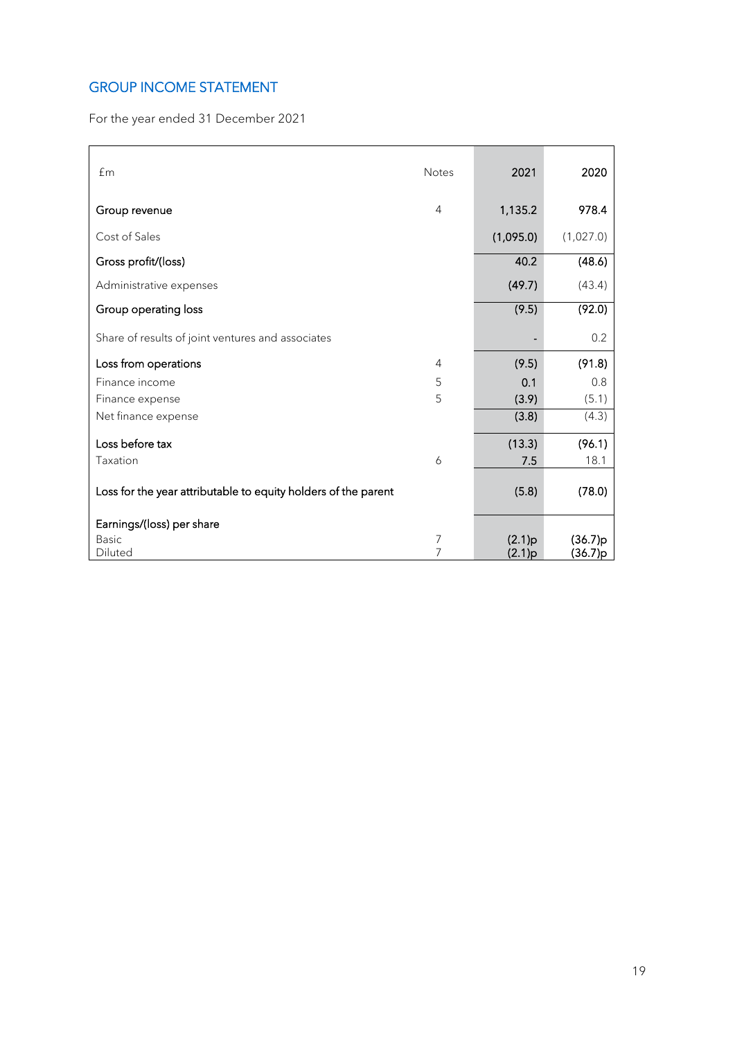## GROUP INCOME STATEMENT

For the year ended 31 December 2021

| £m | Notes | 2021 | 2020 |
|---|---|---|---|
| **Group revenue** | 4 | 1,135.2 | 978.4 |
| Cost of Sales | | (1,095.0) | (1,027.0) |
| **Gross profit/(loss)** | | 40.2 | (48.6) |
| Administrative expenses | | (49.7) | (43.4) |
| **Group operating loss** | | (9.5) | (92.0) |
| Share of results of joint ventures and associates | | - | 0.2 |
| **Loss from operations** | 4 | (9.5) | (91.8) |
| Finance income | 5 | 0.1 | 0.8 |
| Finance expense | 5 | (3.9) | (5.1) |
| Net finance expense | | (3.8) | (4.3) |
| **Loss before tax** | | (13.3) | (96.1) |
| Taxation | 6 | 7.5 | 18.1 |
| **Loss for the year attributable to equity holders of the parent** | | (5.8) | (78.0) |
| **Earnings/(loss) per share** | | | |
| Basic | 7 | (2.1)p | (36.7)p |
| Diluted | 7 | (2.1)p | (36.7)p |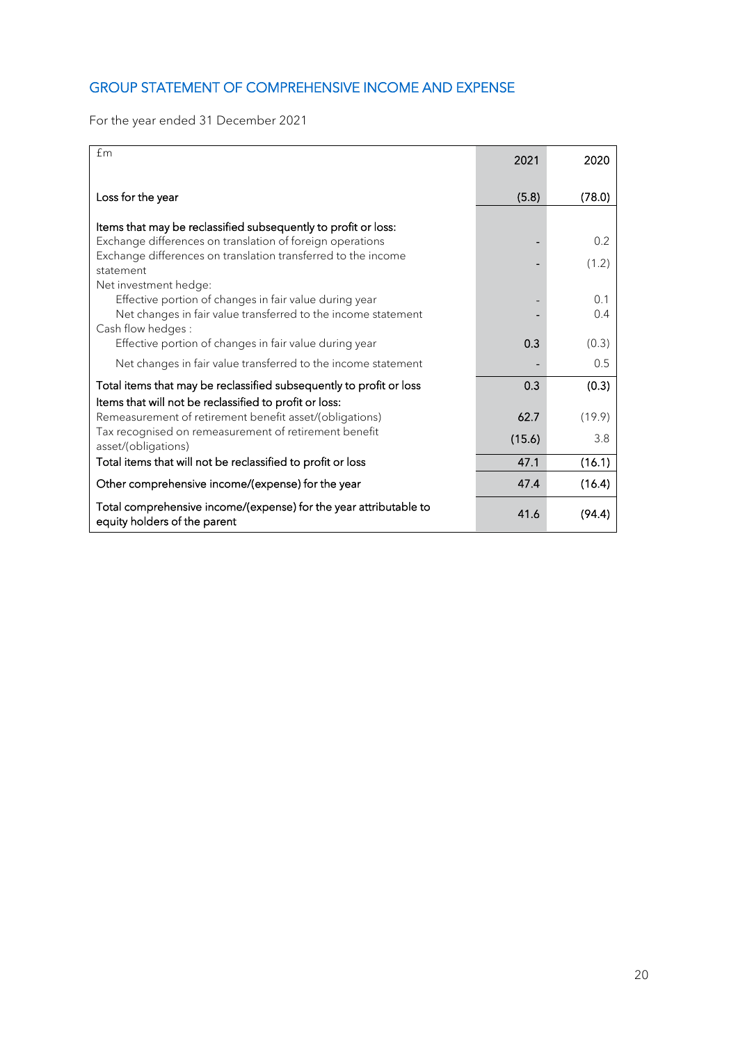## GROUP STATEMENT OF COMPREHENSIVE INCOME AND EXPENSE

For the year ended 31 December 2021

| £m | 2021 | 2020 |
|---|---|---|
| Loss for the year | (5.8) | (78.0) |
| Items that may be reclassified subsequently to profit or loss: | | |
| Exchange differences on translation of foreign operations | - | 0.2 |
| Exchange differences on translation transferred to the income statement | - | (1.2) |
| Net investment hedge: | | |
| Effective portion of changes in fair value during year | - | 0.1 |
| Net changes in fair value transferred to the income statement | - | 0.4 |
| Cash flow hedges : | | |
| Effective portion of changes in fair value during year | 0.3 | (0.3) |
| Net changes in fair value transferred to the income statement | - | 0.5 |
| Total items that may be reclassified subsequently to profit or loss | 0.3 | (0.3) |
| Items that will not be reclassified to profit or loss: | | |
| Remeasurement of retirement benefit asset/(obligations) | 62.7 | (19.9) |
| Tax recognised on remeasurement of retirement benefit asset/(obligations) | (15.6) | 3.8 |
| Total items that will not be reclassified to profit or loss | 47.1 | (16.1) |
| Other comprehensive income/(expense) for the year | 47.4 | (16.4) |
| Total comprehensive income/(expense) for the year attributable to equity holders of the parent | 41.6 | (94.4) |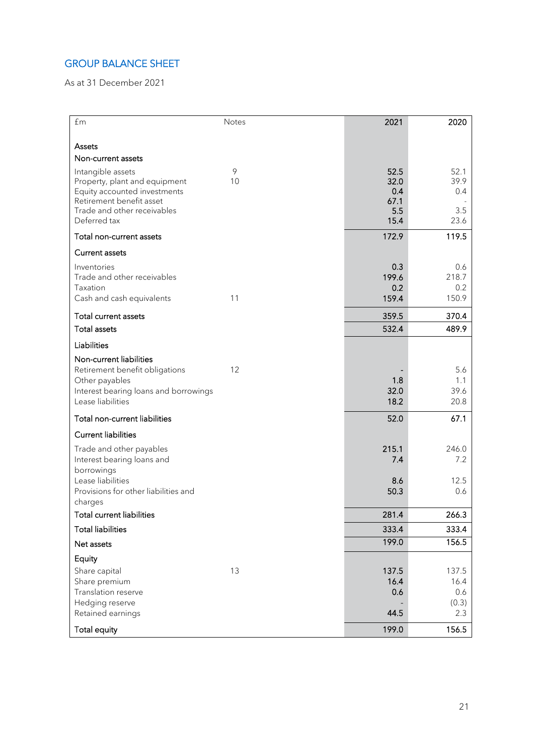## GROUP BALANCE SHEET

As at 31 December 2021

| £m | Notes | 2021 | 2020 |
|---|---|---|---|
| **Assets** | | | |
| **Non-current assets** | | | |
| Intangible assets | 9 | 52.5 | 52.1 |
| Property, plant and equipment | 10 | 32.0 | 39.9 |
| Equity accounted investments | | 0.4 | 0.4 |
| Retirement benefit asset | | 67.1 | - |
| Trade and other receivables | | 5.5 | 3.5 |
| Deferred tax | | 15.4 | 23.6 |
| **Total non-current assets** | | 172.9 | 119.5 |
| **Current assets** | | | |
| Inventories | | 0.3 | 0.6 |
| Trade and other receivables | | 199.6 | 218.7 |
| Taxation | | 0.2 | 0.2 |
| Cash and cash equivalents | 11 | 159.4 | 150.9 |
| **Total current assets** | | 359.5 | 370.4 |
| **Total assets** | | 532.4 | 489.9 |
| **Liabilities** | | | |
| **Non-current liabilities** | | | |
| Retirement benefit obligations | 12 | - | 5.6 |
| Other payables | | 1.8 | 1.1 |
| Interest bearing loans and borrowings | | 32.0 | 39.6 |
| Lease liabilities | | 18.2 | 20.8 |
| **Total non-current liabilities** | | 52.0 | 67.1 |
| **Current liabilities** | | | |
| Trade and other payables | | 215.1 | 246.0 |
| Interest bearing loans and borrowings | | 7.4 | 7.2 |
| Lease liabilities | | 8.6 | 12.5 |
| Provisions for other liabilities and charges | | 50.3 | 0.6 |
| **Total current liabilities** | | 281.4 | 266.3 |
| **Total liabilities** | | 333.4 | 333.4 |
| **Net assets** | | 199.0 | 156.5 |
| **Equity** | | | |
| Share capital | 13 | 137.5 | 137.5 |
| Share premium | | 16.4 | 16.4 |
| Translation reserve | | 0.6 | 0.6 |
| Hedging reserve | | - | (0.3) |
| Retained earnings | | 44.5 | 2.3 |
| **Total equity** | | 199.0 | 156.5 |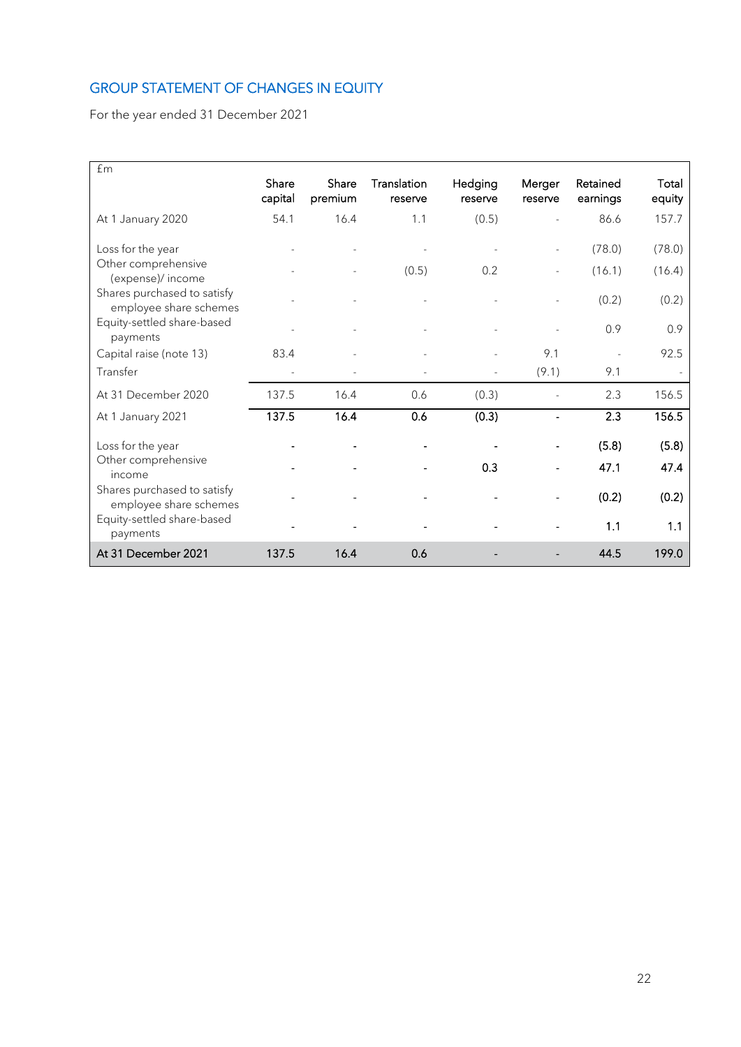## GROUP STATEMENT OF CHANGES IN EQUITY

For the year ended 31 December 2021

| £m | Share capital | Share premium | Translation reserve | Hedging reserve | Merger reserve | Retained earnings | Total equity |
|---|---|---|---|---|---|---|---|
| At 1 January 2020 | 54.1 | 16.4 | 1.1 | (0.5) | - | 86.6 | 157.7 |
| Loss for the year | - | - | - | - | - | (78.0) | (78.0) |
| Other comprehensive (expense)/ income | - | - | (0.5) | 0.2 | - | (16.1) | (16.4) |
| Shares purchased to satisfy employee share schemes | - | - | - | - | - | (0.2) | (0.2) |
| Equity-settled share-based payments | - | - | - | - | - | 0.9 | 0.9 |
| Capital raise (note 13) | 83.4 | - | - | - | 9.1 | - | 92.5 |
| Transfer | - | - | - | - | (9.1) | 9.1 | - |
| At 31 December 2020 | 137.5 | 16.4 | 0.6 | (0.3) | - | 2.3 | 156.5 |
| **At 1 January 2021** | **137.5** | **16.4** | **0.6** | **(0.3)** | **-** | **2.3** | **156.5** |
| Loss for the year | **-** | **-** | **-** | **-** | **-** | **(5.8)** | **(5.8)** |
| Other comprehensive income | **-** | **-** | **-** | **0.3** | **-** | **47.1** | **47.4** |
| Shares purchased to satisfy employee share schemes | **-** | **-** | **-** | **-** | **-** | **(0.2)** | **(0.2)** |
| Equity-settled share-based payments | **-** | **-** | **-** | **-** | **-** | **1.1** | **1.1** |
| **At 31 December 2021** | **137.5** | **16.4** | **0.6** | **-** | **-** | **44.5** | **199.0** |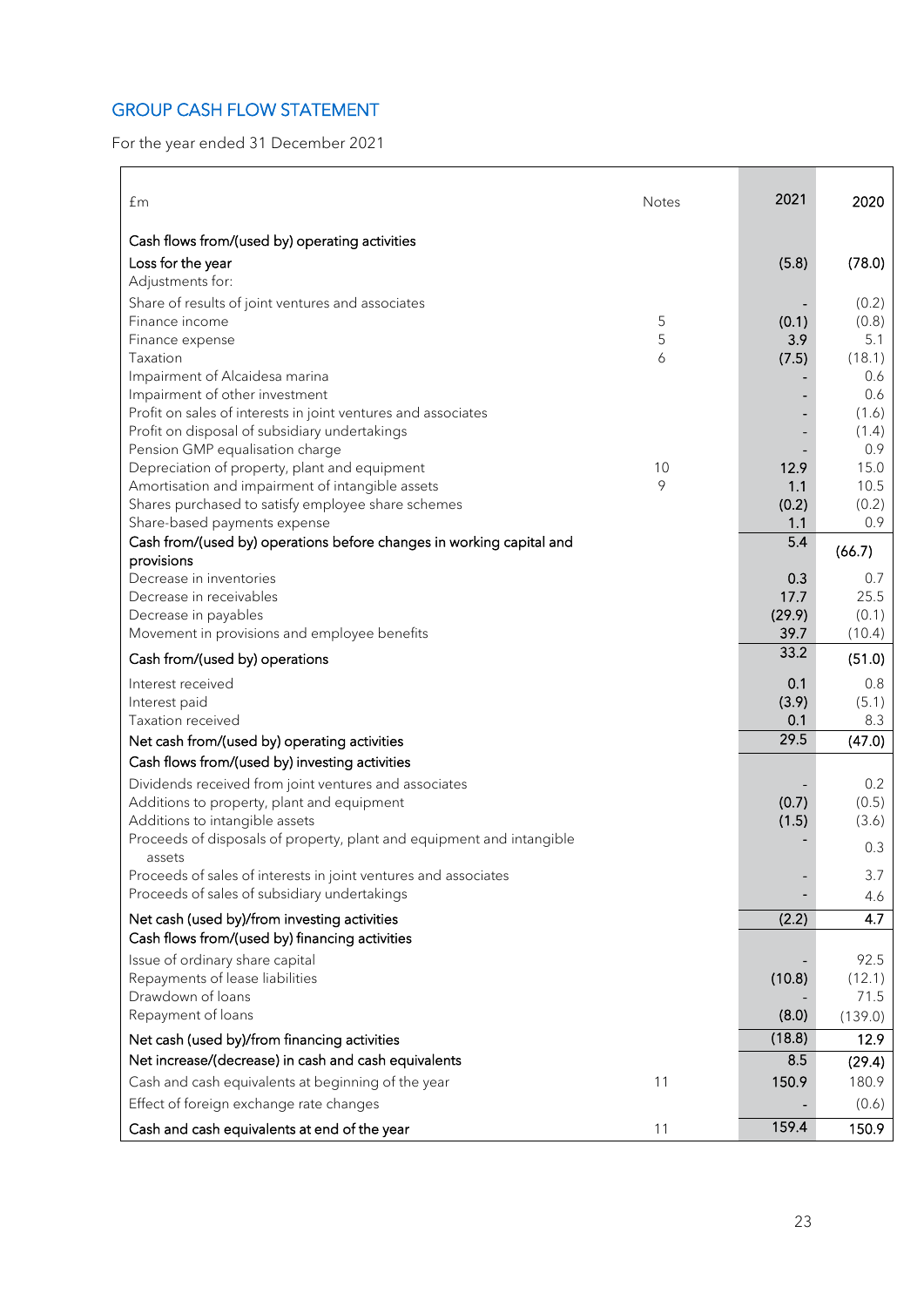## GROUP CASH FLOW STATEMENT

For the year ended 31 December 2021

| £m | Notes | 2021 | 2020 |
|---|---|---|---|
| **Cash flows from/(used by) operating activities** | | | |
| Loss for the year | | (5.8) | (78.0) |
| Adjustments for: | | | |
| Share of results of joint ventures and associates | | - | (0.2) |
| Finance income | 5 | (0.1) | (0.8) |
| Finance expense | 5 | 3.9 | 5.1 |
| Taxation | 6 | (7.5) | (18.1) |
| Impairment of Alcaidesa marina | | - | 0.6 |
| Impairment of other investment | | - | 0.6 |
| Profit on sales of interests in joint ventures and associates | | - | (1.6) |
| Profit on disposal of subsidiary undertakings | | - | (1.4) |
| Pension GMP equalisation charge | | - | 0.9 |
| Depreciation of property, plant and equipment | 10 | 12.9 | 15.0 |
| Amortisation and impairment of intangible assets | 9 | 1.1 | 10.5 |
| Shares purchased to satisfy employee share schemes | | (0.2) | (0.2) |
| Share-based payments expense | | 1.1 | 0.9 |
| Cash from/(used by) operations before changes in working capital and provisions | | 5.4 | (66.7) |
| Decrease in inventories | | 0.3 | 0.7 |
| Decrease in receivables | | 17.7 | 25.5 |
| Decrease in payables | | (29.9) | (0.1) |
| Movement in provisions and employee benefits | | 39.7 | (10.4) |
| Cash from/(used by) operations | | 33.2 | (51.0) |
| Interest received | | 0.1 | 0.8 |
| Interest paid | | (3.9) | (5.1) |
| Taxation received | | 0.1 | 8.3 |
| **Net cash from/(used by) operating activities** | | 29.5 | (47.0) |
| **Cash flows from/(used by) investing activities** | | | |
| Dividends received from joint ventures and associates | | - | 0.2 |
| Additions to property, plant and equipment | | (0.7) | (0.5) |
| Additions to intangible assets | | (1.5) | (3.6) |
| Proceeds of disposals of property, plant and equipment and intangible assets | | - | 0.3 |
| Proceeds of sales of interests in joint ventures and associates | | - | 3.7 |
| Proceeds of sales of subsidiary undertakings | | - | 4.6 |
| **Net cash (used by)/from investing activities** | | (2.2) | 4.7 |
| **Cash flows from/(used by) financing activities** | | | |
| Issue of ordinary share capital | | - | 92.5 |
| Repayments of lease liabilities | | (10.8) | (12.1) |
| Drawdown of loans | | - | 71.5 |
| Repayment of loans | | (8.0) | (139.0) |
| **Net cash (used by)/from financing activities** | | (18.8) | 12.9 |
| **Net increase/(decrease) in cash and cash equivalents** | | 8.5 | (29.4) |
| Cash and cash equivalents at beginning of the year | 11 | 150.9 | 180.9 |
| Effect of foreign exchange rate changes | | - | (0.6) |
| **Cash and cash equivalents at end of the year** | 11 | 159.4 | 150.9 |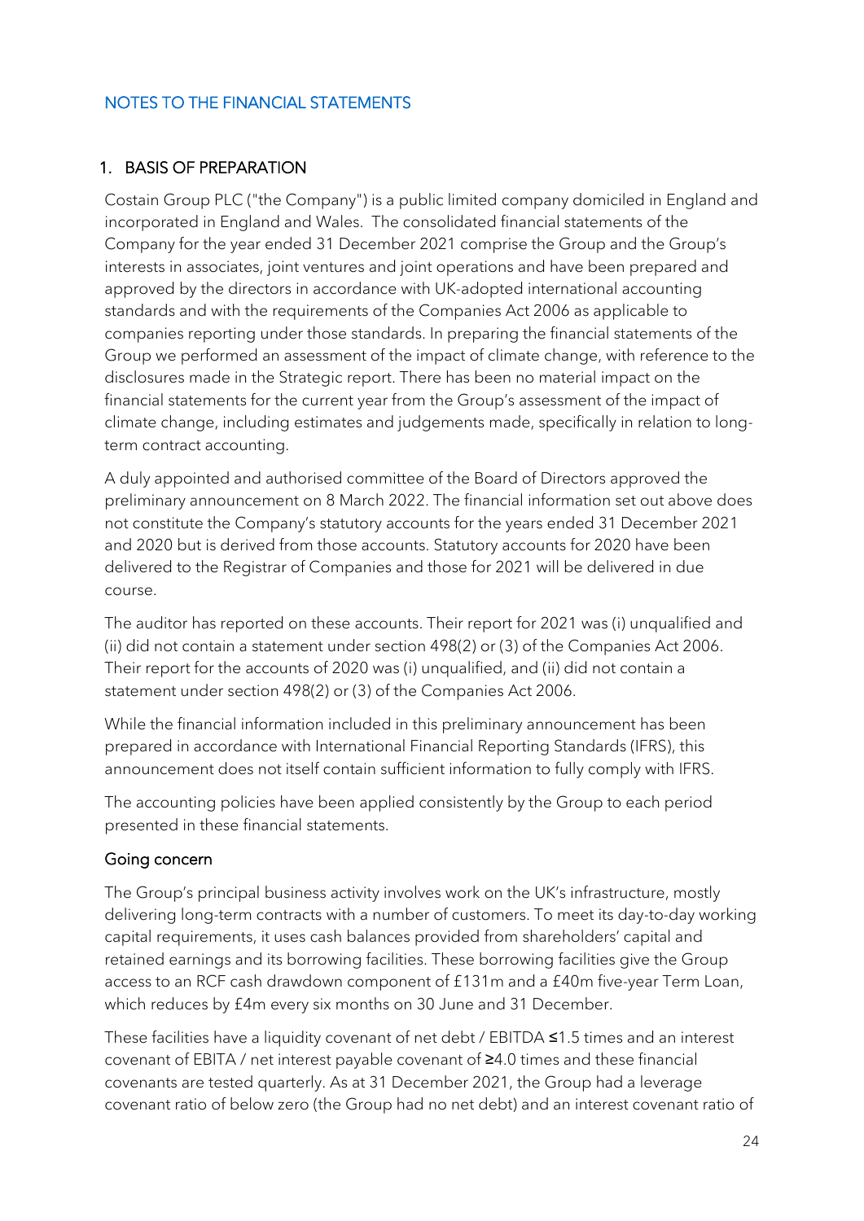## NOTES TO THE FINANCIAL STATEMENTS

### 1. BASIS OF PREPARATION

Costain Group PLC ("the Company") is a public limited company domiciled in England and incorporated in England and Wales. The consolidated financial statements of the Company for the year ended 31 December 2021 comprise the Group and the Group's interests in associates, joint ventures and joint operations and have been prepared and approved by the directors in accordance with UK-adopted international accounting standards and with the requirements of the Companies Act 2006 as applicable to companies reporting under those standards. In preparing the financial statements of the Group we performed an assessment of the impact of climate change, with reference to the disclosures made in the Strategic report. There has been no material impact on the financial statements for the current year from the Group's assessment of the impact of climate change, including estimates and judgements made, specifically in relation to long-term contract accounting.

A duly appointed and authorised committee of the Board of Directors approved the preliminary announcement on 8 March 2022. The financial information set out above does not constitute the Company's statutory accounts for the years ended 31 December 2021 and 2020 but is derived from those accounts. Statutory accounts for 2020 have been delivered to the Registrar of Companies and those for 2021 will be delivered in due course.

The auditor has reported on these accounts. Their report for 2021 was (i) unqualified and (ii) did not contain a statement under section 498(2) or (3) of the Companies Act 2006. Their report for the accounts of 2020 was (i) unqualified, and (ii) did not contain a statement under section 498(2) or (3) of the Companies Act 2006.

While the financial information included in this preliminary announcement has been prepared in accordance with International Financial Reporting Standards (IFRS), this announcement does not itself contain sufficient information to fully comply with IFRS.

The accounting policies have been applied consistently by the Group to each period presented in these financial statements.

#### Going concern

The Group's principal business activity involves work on the UK's infrastructure, mostly delivering long-term contracts with a number of customers. To meet its day-to-day working capital requirements, it uses cash balances provided from shareholders' capital and retained earnings and its borrowing facilities. These borrowing facilities give the Group access to an RCF cash drawdown component of £131m and a £40m five-year Term Loan, which reduces by £4m every six months on 30 June and 31 December.

These facilities have a liquidity covenant of net debt / EBITDA ≤1.5 times and an interest covenant of EBITA / net interest payable covenant of ≥4.0 times and these financial covenants are tested quarterly. As at 31 December 2021, the Group had a leverage covenant ratio of below zero (the Group had no net debt) and an interest covenant ratio of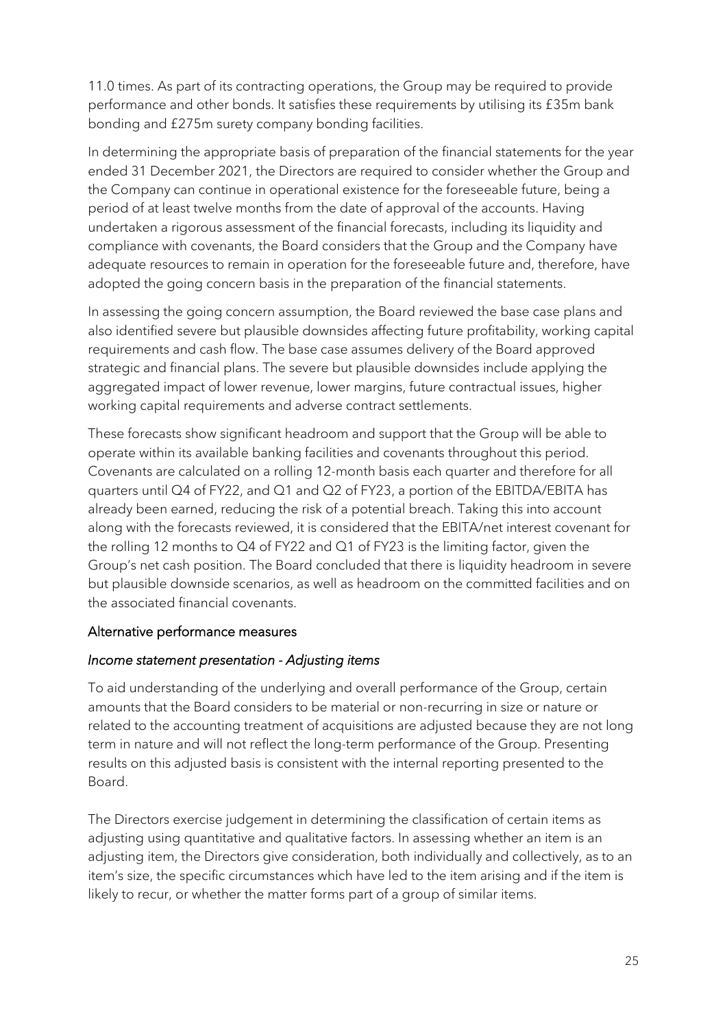11.0 times. As part of its contracting operations, the Group may be required to provide performance and other bonds. It satisfies these requirements by utilising its £35m bank bonding and £275m surety company bonding facilities.

In determining the appropriate basis of preparation of the financial statements for the year ended 31 December 2021, the Directors are required to consider whether the Group and the Company can continue in operational existence for the foreseeable future, being a period of at least twelve months from the date of approval of the accounts. Having undertaken a rigorous assessment of the financial forecasts, including its liquidity and compliance with covenants, the Board considers that the Group and the Company have adequate resources to remain in operation for the foreseeable future and, therefore, have adopted the going concern basis in the preparation of the financial statements.

In assessing the going concern assumption, the Board reviewed the base case plans and also identified severe but plausible downsides affecting future profitability, working capital requirements and cash flow. The base case assumes delivery of the Board approved strategic and financial plans. The severe but plausible downsides include applying the aggregated impact of lower revenue, lower margins, future contractual issues, higher working capital requirements and adverse contract settlements.

These forecasts show significant headroom and support that the Group will be able to operate within its available banking facilities and covenants throughout this period. Covenants are calculated on a rolling 12-month basis each quarter and therefore for all quarters until Q4 of FY22, and Q1 and Q2 of FY23, a portion of the EBITDA/EBITA has already been earned, reducing the risk of a potential breach. Taking this into account along with the forecasts reviewed, it is considered that the EBITA/net interest covenant for the rolling 12 months to Q4 of FY22 and Q1 of FY23 is the limiting factor, given the Group's net cash position. The Board concluded that there is liquidity headroom in severe but plausible downside scenarios, as well as headroom on the committed facilities and on the associated financial covenants.

## Alternative performance measures

### *Income statement presentation - Adjusting items*

To aid understanding of the underlying and overall performance of the Group, certain amounts that the Board considers to be material or non-recurring in size or nature or related to the accounting treatment of acquisitions are adjusted because they are not long term in nature and will not reflect the long-term performance of the Group. Presenting results on this adjusted basis is consistent with the internal reporting presented to the Board.

The Directors exercise judgement in determining the classification of certain items as adjusting using quantitative and qualitative factors. In assessing whether an item is an adjusting item, the Directors give consideration, both individually and collectively, as to an item's size, the specific circumstances which have led to the item arising and if the item is likely to recur, or whether the matter forms part of a group of similar items.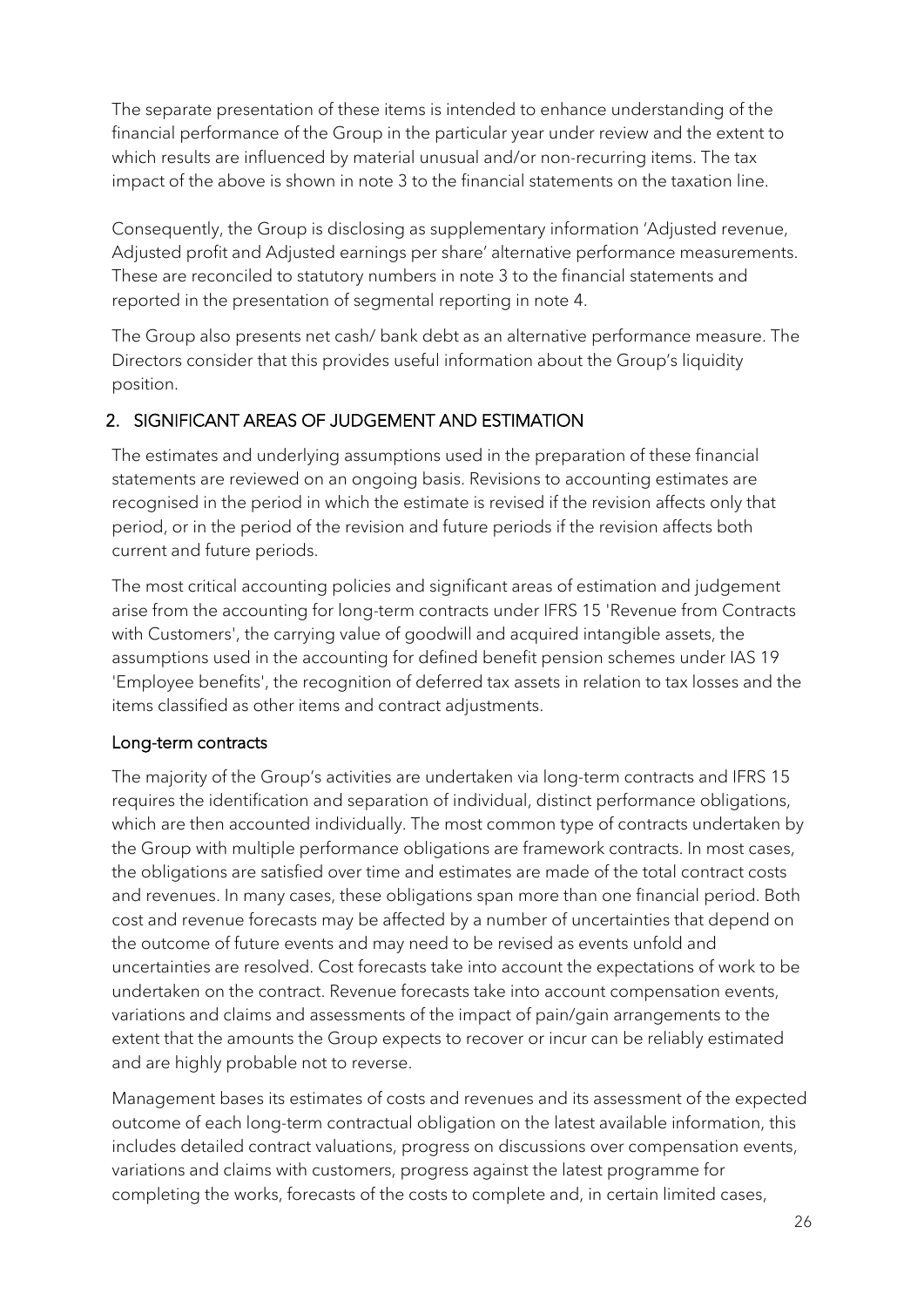The separate presentation of these items is intended to enhance understanding of the financial performance of the Group in the particular year under review and the extent to which results are influenced by material unusual and/or non-recurring items. The tax impact of the above is shown in note 3 to the financial statements on the taxation line.

Consequently, the Group is disclosing as supplementary information 'Adjusted revenue, Adjusted profit and Adjusted earnings per share' alternative performance measurements. These are reconciled to statutory numbers in note 3 to the financial statements and reported in the presentation of segmental reporting in note 4.

The Group also presents net cash/ bank debt as an alternative performance measure. The Directors consider that this provides useful information about the Group's liquidity position.

## 2. SIGNIFICANT AREAS OF JUDGEMENT AND ESTIMATION

The estimates and underlying assumptions used in the preparation of these financial statements are reviewed on an ongoing basis. Revisions to accounting estimates are recognised in the period in which the estimate is revised if the revision affects only that period, or in the period of the revision and future periods if the revision affects both current and future periods.

The most critical accounting policies and significant areas of estimation and judgement arise from the accounting for long-term contracts under IFRS 15 'Revenue from Contracts with Customers', the carrying value of goodwill and acquired intangible assets, the assumptions used in the accounting for defined benefit pension schemes under IAS 19 'Employee benefits', the recognition of deferred tax assets in relation to tax losses and the items classified as other items and contract adjustments.

### Long-term contracts

The majority of the Group's activities are undertaken via long-term contracts and IFRS 15 requires the identification and separation of individual, distinct performance obligations, which are then accounted individually. The most common type of contracts undertaken by the Group with multiple performance obligations are framework contracts. In most cases, the obligations are satisfied over time and estimates are made of the total contract costs and revenues. In many cases, these obligations span more than one financial period. Both cost and revenue forecasts may be affected by a number of uncertainties that depend on the outcome of future events and may need to be revised as events unfold and uncertainties are resolved. Cost forecasts take into account the expectations of work to be undertaken on the contract. Revenue forecasts take into account compensation events, variations and claims and assessments of the impact of pain/gain arrangements to the extent that the amounts the Group expects to recover or incur can be reliably estimated and are highly probable not to reverse.

Management bases its estimates of costs and revenues and its assessment of the expected outcome of each long-term contractual obligation on the latest available information, this includes detailed contract valuations, progress on discussions over compensation events, variations and claims with customers, progress against the latest programme for completing the works, forecasts of the costs to complete and, in certain limited cases,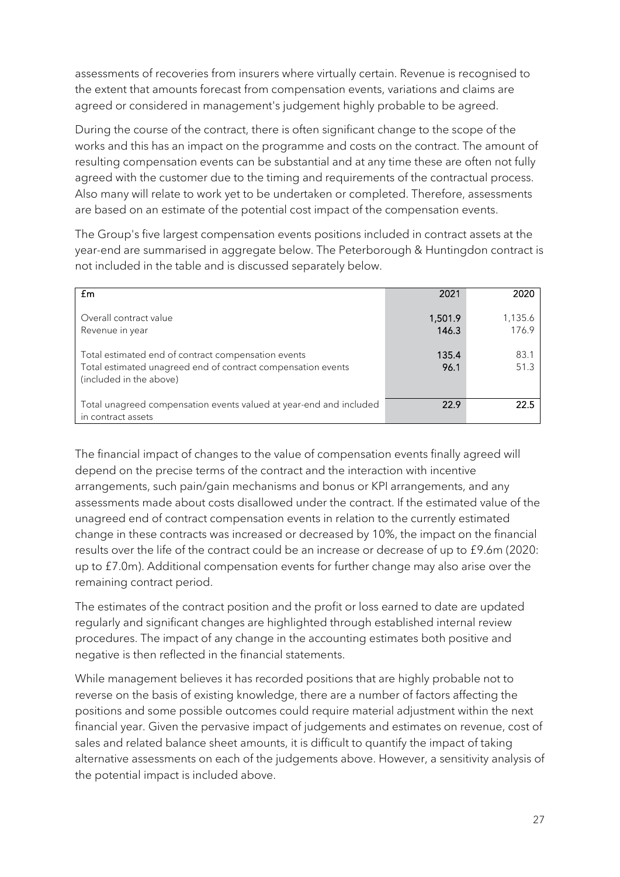assessments of recoveries from insurers where virtually certain. Revenue is recognised to the extent that amounts forecast from compensation events, variations and claims are agreed or considered in management's judgement highly probable to be agreed.

During the course of the contract, there is often significant change to the scope of the works and this has an impact on the programme and costs on the contract. The amount of resulting compensation events can be substantial and at any time these are often not fully agreed with the customer due to the timing and requirements of the contractual process. Also many will relate to work yet to be undertaken or completed. Therefore, assessments are based on an estimate of the potential cost impact of the compensation events.

The Group's five largest compensation events positions included in contract assets at the year-end are summarised in aggregate below. The Peterborough & Huntingdon contract is not included in the table and is discussed separately below.

| £m | 2021 | 2020 |
|---|---|---|
| Overall contract value | 1,501.9 | 1,135.6 |
| Revenue in year | 146.3 | 176.9 |
| Total estimated end of contract compensation events | 135.4 | 83.1 |
| Total estimated unagreed end of contract compensation events (included in the above) | 96.1 | 51.3 |
| Total unagreed compensation events valued at year-end and included in contract assets | 22.9 | 22.5 |

The financial impact of changes to the value of compensation events finally agreed will depend on the precise terms of the contract and the interaction with incentive arrangements, such pain/gain mechanisms and bonus or KPI arrangements, and any assessments made about costs disallowed under the contract. If the estimated value of the unagreed end of contract compensation events in relation to the currently estimated change in these contracts was increased or decreased by 10%, the impact on the financial results over the life of the contract could be an increase or decrease of up to £9.6m (2020: up to £7.0m). Additional compensation events for further change may also arise over the remaining contract period.

The estimates of the contract position and the profit or loss earned to date are updated regularly and significant changes are highlighted through established internal review procedures. The impact of any change in the accounting estimates both positive and negative is then reflected in the financial statements.

While management believes it has recorded positions that are highly probable not to reverse on the basis of existing knowledge, there are a number of factors affecting the positions and some possible outcomes could require material adjustment within the next financial year. Given the pervasive impact of judgements and estimates on revenue, cost of sales and related balance sheet amounts, it is difficult to quantify the impact of taking alternative assessments on each of the judgements above. However, a sensitivity analysis of the potential impact is included above.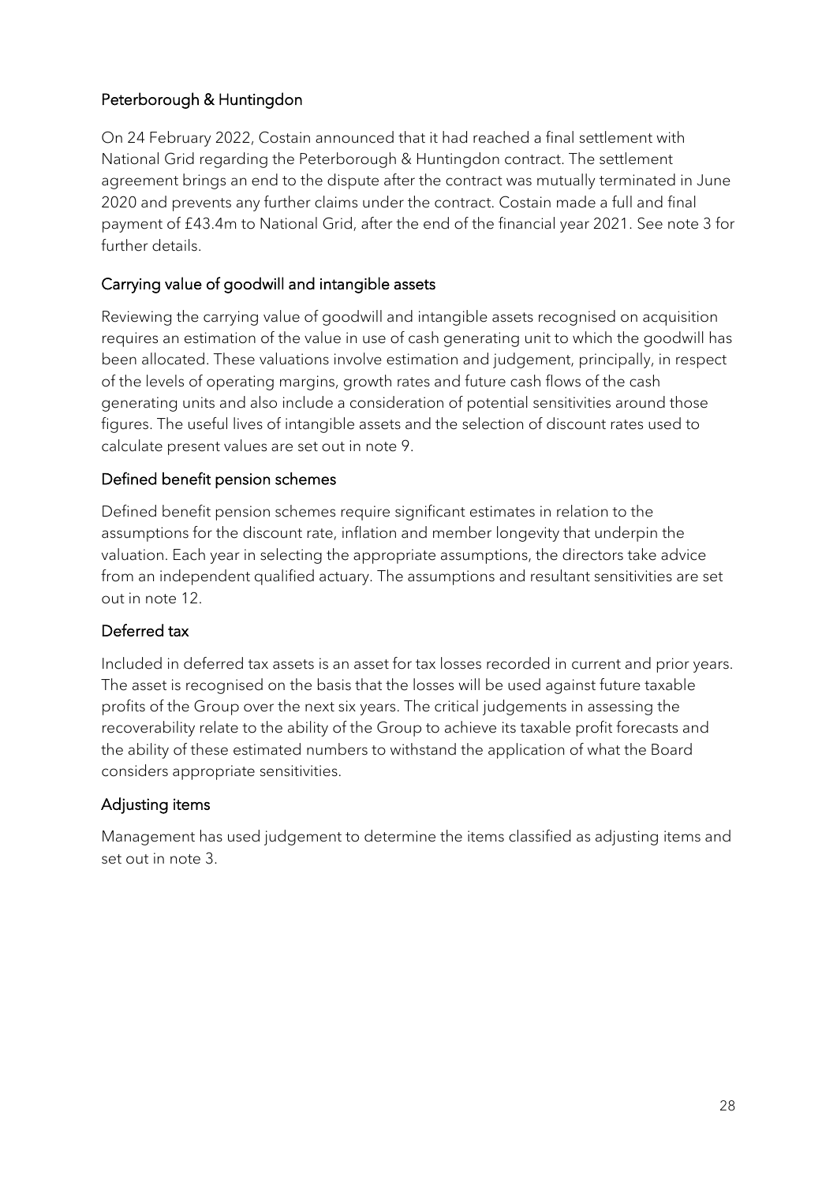### Peterborough & Huntingdon

On 24 February 2022, Costain announced that it had reached a final settlement with National Grid regarding the Peterborough & Huntingdon contract. The settlement agreement brings an end to the dispute after the contract was mutually terminated in June 2020 and prevents any further claims under the contract. Costain made a full and final payment of £43.4m to National Grid, after the end of the financial year 2021. See note 3 for further details.

### Carrying value of goodwill and intangible assets

Reviewing the carrying value of goodwill and intangible assets recognised on acquisition requires an estimation of the value in use of cash generating unit to which the goodwill has been allocated. These valuations involve estimation and judgement, principally, in respect of the levels of operating margins, growth rates and future cash flows of the cash generating units and also include a consideration of potential sensitivities around those figures. The useful lives of intangible assets and the selection of discount rates used to calculate present values are set out in note 9.

### Defined benefit pension schemes

Defined benefit pension schemes require significant estimates in relation to the assumptions for the discount rate, inflation and member longevity that underpin the valuation. Each year in selecting the appropriate assumptions, the directors take advice from an independent qualified actuary. The assumptions and resultant sensitivities are set out in note 12.

### Deferred tax

Included in deferred tax assets is an asset for tax losses recorded in current and prior years. The asset is recognised on the basis that the losses will be used against future taxable profits of the Group over the next six years. The critical judgements in assessing the recoverability relate to the ability of the Group to achieve its taxable profit forecasts and the ability of these estimated numbers to withstand the application of what the Board considers appropriate sensitivities.

### Adjusting items

Management has used judgement to determine the items classified as adjusting items and set out in note 3.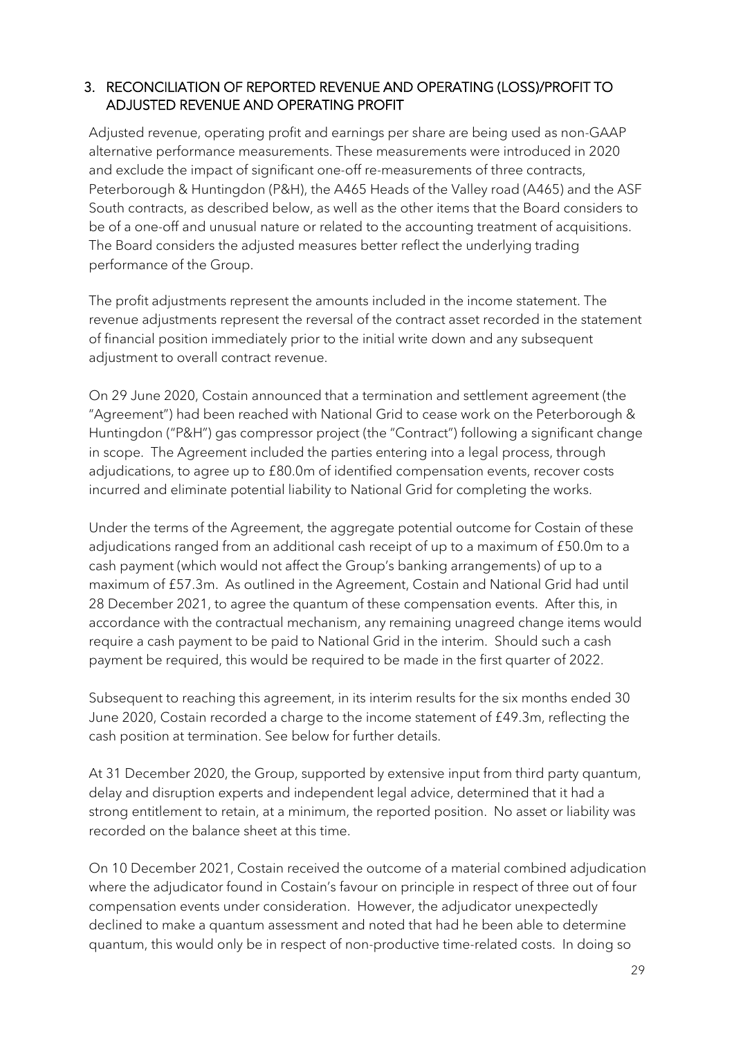## 3. RECONCILIATION OF REPORTED REVENUE AND OPERATING (LOSS)/PROFIT TO ADJUSTED REVENUE AND OPERATING PROFIT

Adjusted revenue, operating profit and earnings per share are being used as non-GAAP alternative performance measurements. These measurements were introduced in 2020 and exclude the impact of significant one-off re-measurements of three contracts, Peterborough & Huntingdon (P&H), the A465 Heads of the Valley road (A465) and the ASF South contracts, as described below, as well as the other items that the Board considers to be of a one-off and unusual nature or related to the accounting treatment of acquisitions. The Board considers the adjusted measures better reflect the underlying trading performance of the Group.

The profit adjustments represent the amounts included in the income statement. The revenue adjustments represent the reversal of the contract asset recorded in the statement of financial position immediately prior to the initial write down and any subsequent adjustment to overall contract revenue.

On 29 June 2020, Costain announced that a termination and settlement agreement (the "Agreement") had been reached with National Grid to cease work on the Peterborough & Huntingdon ("P&H") gas compressor project (the "Contract") following a significant change in scope. The Agreement included the parties entering into a legal process, through adjudications, to agree up to £80.0m of identified compensation events, recover costs incurred and eliminate potential liability to National Grid for completing the works.

Under the terms of the Agreement, the aggregate potential outcome for Costain of these adjudications ranged from an additional cash receipt of up to a maximum of £50.0m to a cash payment (which would not affect the Group's banking arrangements) of up to a maximum of £57.3m. As outlined in the Agreement, Costain and National Grid had until 28 December 2021, to agree the quantum of these compensation events. After this, in accordance with the contractual mechanism, any remaining unagreed change items would require a cash payment to be paid to National Grid in the interim. Should such a cash payment be required, this would be required to be made in the first quarter of 2022.

Subsequent to reaching this agreement, in its interim results for the six months ended 30 June 2020, Costain recorded a charge to the income statement of £49.3m, reflecting the cash position at termination. See below for further details.

At 31 December 2020, the Group, supported by extensive input from third party quantum, delay and disruption experts and independent legal advice, determined that it had a strong entitlement to retain, at a minimum, the reported position. No asset or liability was recorded on the balance sheet at this time.

On 10 December 2021, Costain received the outcome of a material combined adjudication where the adjudicator found in Costain's favour on principle in respect of three out of four compensation events under consideration. However, the adjudicator unexpectedly declined to make a quantum assessment and noted that had he been able to determine quantum, this would only be in respect of non-productive time-related costs. In doing so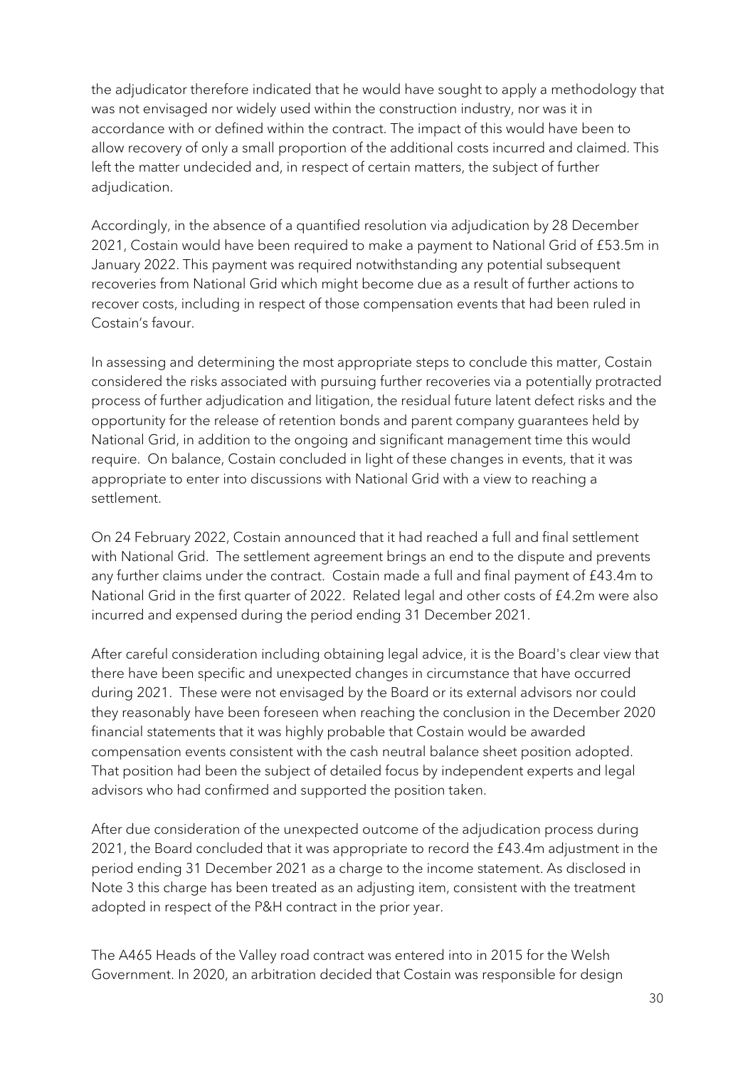the adjudicator therefore indicated that he would have sought to apply a methodology that was not envisaged nor widely used within the construction industry, nor was it in accordance with or defined within the contract. The impact of this would have been to allow recovery of only a small proportion of the additional costs incurred and claimed. This left the matter undecided and, in respect of certain matters, the subject of further adjudication.

Accordingly, in the absence of a quantified resolution via adjudication by 28 December 2021, Costain would have been required to make a payment to National Grid of £53.5m in January 2022. This payment was required notwithstanding any potential subsequent recoveries from National Grid which might become due as a result of further actions to recover costs, including in respect of those compensation events that had been ruled in Costain's favour.

In assessing and determining the most appropriate steps to conclude this matter, Costain considered the risks associated with pursuing further recoveries via a potentially protracted process of further adjudication and litigation, the residual future latent defect risks and the opportunity for the release of retention bonds and parent company guarantees held by National Grid, in addition to the ongoing and significant management time this would require. On balance, Costain concluded in light of these changes in events, that it was appropriate to enter into discussions with National Grid with a view to reaching a settlement.

On 24 February 2022, Costain announced that it had reached a full and final settlement with National Grid. The settlement agreement brings an end to the dispute and prevents any further claims under the contract. Costain made a full and final payment of £43.4m to National Grid in the first quarter of 2022. Related legal and other costs of £4.2m were also incurred and expensed during the period ending 31 December 2021.

After careful consideration including obtaining legal advice, it is the Board's clear view that there have been specific and unexpected changes in circumstance that have occurred during 2021. These were not envisaged by the Board or its external advisors nor could they reasonably have been foreseen when reaching the conclusion in the December 2020 financial statements that it was highly probable that Costain would be awarded compensation events consistent with the cash neutral balance sheet position adopted. That position had been the subject of detailed focus by independent experts and legal advisors who had confirmed and supported the position taken.

After due consideration of the unexpected outcome of the adjudication process during 2021, the Board concluded that it was appropriate to record the £43.4m adjustment in the period ending 31 December 2021 as a charge to the income statement. As disclosed in Note 3 this charge has been treated as an adjusting item, consistent with the treatment adopted in respect of the P&H contract in the prior year.

The A465 Heads of the Valley road contract was entered into in 2015 for the Welsh Government. In 2020, an arbitration decided that Costain was responsible for design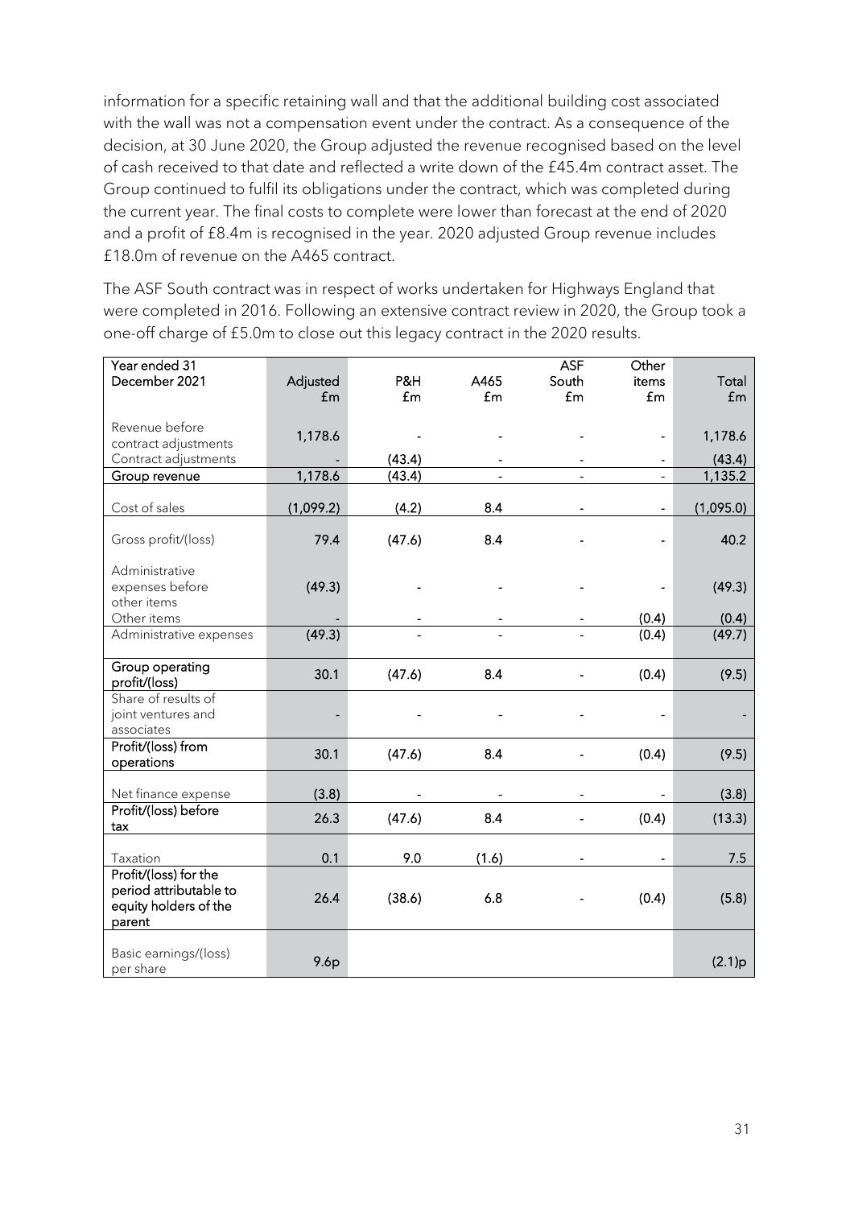information for a specific retaining wall and that the additional building cost associated with the wall was not a compensation event under the contract. As a consequence of the decision, at 30 June 2020, the Group adjusted the revenue recognised based on the level of cash received to that date and reflected a write down of the £45.4m contract asset. The Group continued to fulfil its obligations under the contract, which was completed during the current year. The final costs to complete were lower than forecast at the end of 2020 and a profit of £8.4m is recognised in the year. 2020 adjusted Group revenue includes £18.0m of revenue on the A465 contract.

The ASF South contract was in respect of works undertaken for Highways England that were completed in 2016. Following an extensive contract review in 2020, the Group took a one-off charge of £5.0m to close out this legacy contract in the 2020 results.

| Year ended 31 December 2021 | Adjusted £m | P&H £m | A465 £m | ASF South £m | Other items £m | Total £m |
|---|---|---|---|---|---|---|
| Revenue before contract adjustments | 1,178.6 | - | - | - | - | 1,178.6 |
| Contract adjustments | - | (43.4) | - | - | - | (43.4) |
| **Group revenue** | 1,178.6 | (43.4) | - | - | - | 1,135.2 |
| Cost of sales | (1,099.2) | (4.2) | 8.4 | - | - | (1,095.0) |
| Gross profit/(loss) | 79.4 | (47.6) | 8.4 | - | - | 40.2 |
| Administrative expenses before other items | (49.3) | - | - | - | - | (49.3) |
| Other items | - | - | - | - | (0.4) | (0.4) |
| Administrative expenses | (49.3) | - | - | - | (0.4) | (49.7) |
| **Group operating profit/(loss)** | 30.1 | (47.6) | 8.4 | - | (0.4) | (9.5) |
| Share of results of joint ventures and associates | - | - | - | - | - | - |
| **Profit/(loss) from operations** | 30.1 | (47.6) | 8.4 | - | (0.4) | (9.5) |
| Net finance expense | (3.8) | - | - | - | - | (3.8) |
| **Profit/(loss) before tax** | 26.3 | (47.6) | 8.4 | - | (0.4) | (13.3) |
| Taxation | 0.1 | 9.0 | (1.6) | - | - | 7.5 |
| **Profit/(loss) for the period attributable to equity holders of the parent** | 26.4 | (38.6) | 6.8 | - | (0.4) | (5.8) |
| Basic earnings/(loss) per share | 9.6p | | | | | (2.1)p |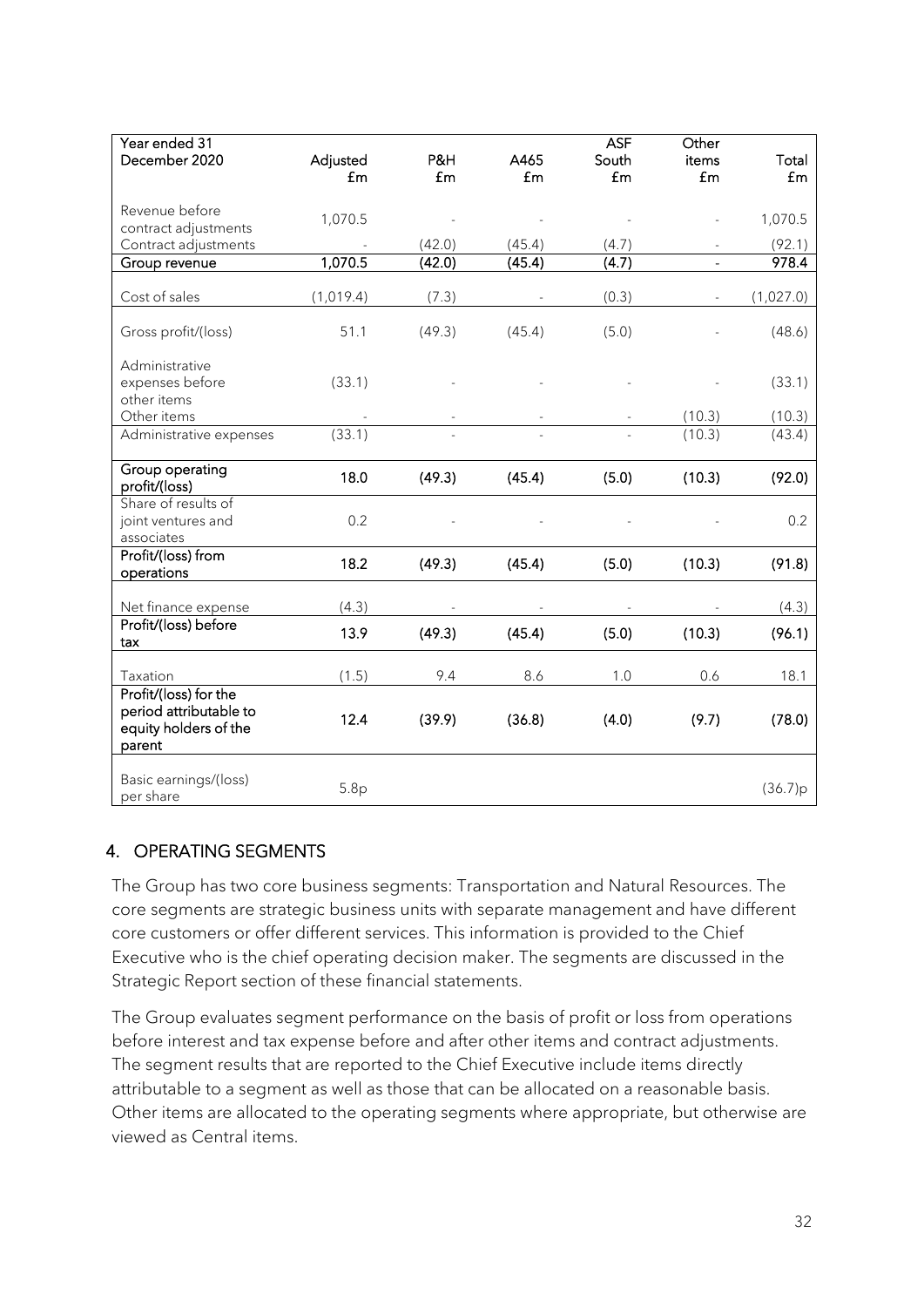| Year ended 31 December 2020 | Adjusted £m | P&H £m | A465 £m | ASF South £m | Other items £m | Total £m |
|---|---|---|---|---|---|---|
| Revenue before contract adjustments | 1,070.5 | - | - | - | - | 1,070.5 |
| Contract adjustments | - | (42.0) | (45.4) | (4.7) | - | (92.1) |
| **Group revenue** | **1,070.5** | **(42.0)** | **(45.4)** | **(4.7)** | **-** | **978.4** |
| Cost of sales | (1,019.4) | (7.3) | - | (0.3) | - | (1,027.0) |
| Gross profit/(loss) | 51.1 | (49.3) | (45.4) | (5.0) | - | (48.6) |
| Administrative expenses before other items | (33.1) | - | - | - | - | (33.1) |
| Other items | - | - | - | - | (10.3) | (10.3) |
| Administrative expenses | (33.1) | - | - | - | (10.3) | (43.4) |
| **Group operating profit/(loss)** | **18.0** | **(49.3)** | **(45.4)** | **(5.0)** | **(10.3)** | **(92.0)** |
| Share of results of joint ventures and associates | 0.2 | - | - | - | - | 0.2 |
| **Profit/(loss) from operations** | **18.2** | **(49.3)** | **(45.4)** | **(5.0)** | **(10.3)** | **(91.8)** |
| Net finance expense | (4.3) | - | - | - | - | (4.3) |
| **Profit/(loss) before tax** | **13.9** | **(49.3)** | **(45.4)** | **(5.0)** | **(10.3)** | **(96.1)** |
| Taxation | (1.5) | 9.4 | 8.6 | 1.0 | 0.6 | 18.1 |
| **Profit/(loss) for the period attributable to equity holders of the parent** | **12.4** | **(39.9)** | **(36.8)** | **(4.0)** | **(9.7)** | **(78.0)** |
| Basic earnings/(loss) per share | 5.8p | | | | | (36.7)p |

## 4. OPERATING SEGMENTS

The Group has two core business segments: Transportation and Natural Resources. The core segments are strategic business units with separate management and have different core customers or offer different services. This information is provided to the Chief Executive who is the chief operating decision maker. The segments are discussed in the Strategic Report section of these financial statements.

The Group evaluates segment performance on the basis of profit or loss from operations before interest and tax expense before and after other items and contract adjustments. The segment results that are reported to the Chief Executive include items directly attributable to a segment as well as those that can be allocated on a reasonable basis. Other items are allocated to the operating segments where appropriate, but otherwise are viewed as Central items.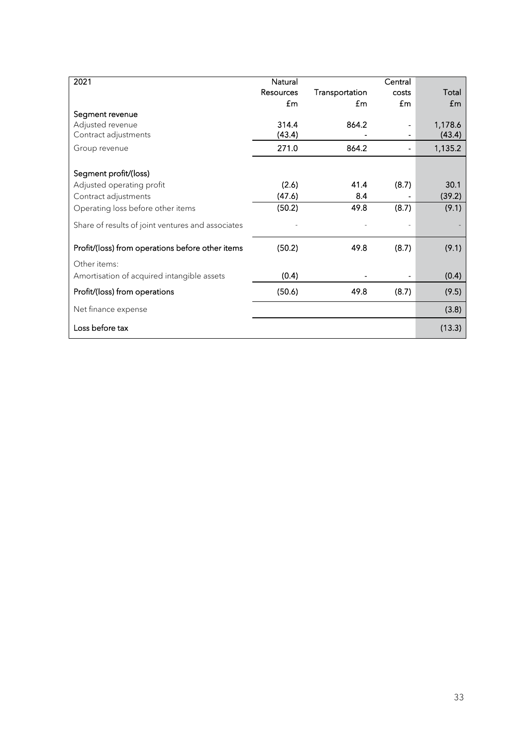| 2021 | Natural Resources £m | Transportation £m | Central costs £m | Total £m |
|---|---|---|---|---|
| **Segment revenue** | | | | |
| Adjusted revenue | 314.4 | 864.2 | - | 1,178.6 |
| Contract adjustments | (43.4) | - | - | (43.4) |
| Group revenue | 271.0 | 864.2 | - | 1,135.2 |
| | | | | |
| **Segment profit/(loss)** | | | | |
| Adjusted operating profit | (2.6) | 41.4 | (8.7) | 30.1 |
| Contract adjustments | (47.6) | 8.4 | - | (39.2) |
| Operating loss before other items | (50.2) | 49.8 | (8.7) | (9.1) |
| Share of results of joint ventures and associates | - | - | - | - |
| **Profit/(loss) from operations before other items** | (50.2) | 49.8 | (8.7) | (9.1) |
| Other items: | | | | |
| Amortisation of acquired intangible assets | (0.4) | - | - | (0.4) |
| **Profit/(loss) from operations** | (50.6) | 49.8 | (8.7) | (9.5) |
| Net finance expense | | | | (3.8) |
| **Loss before tax** | | | | (13.3) |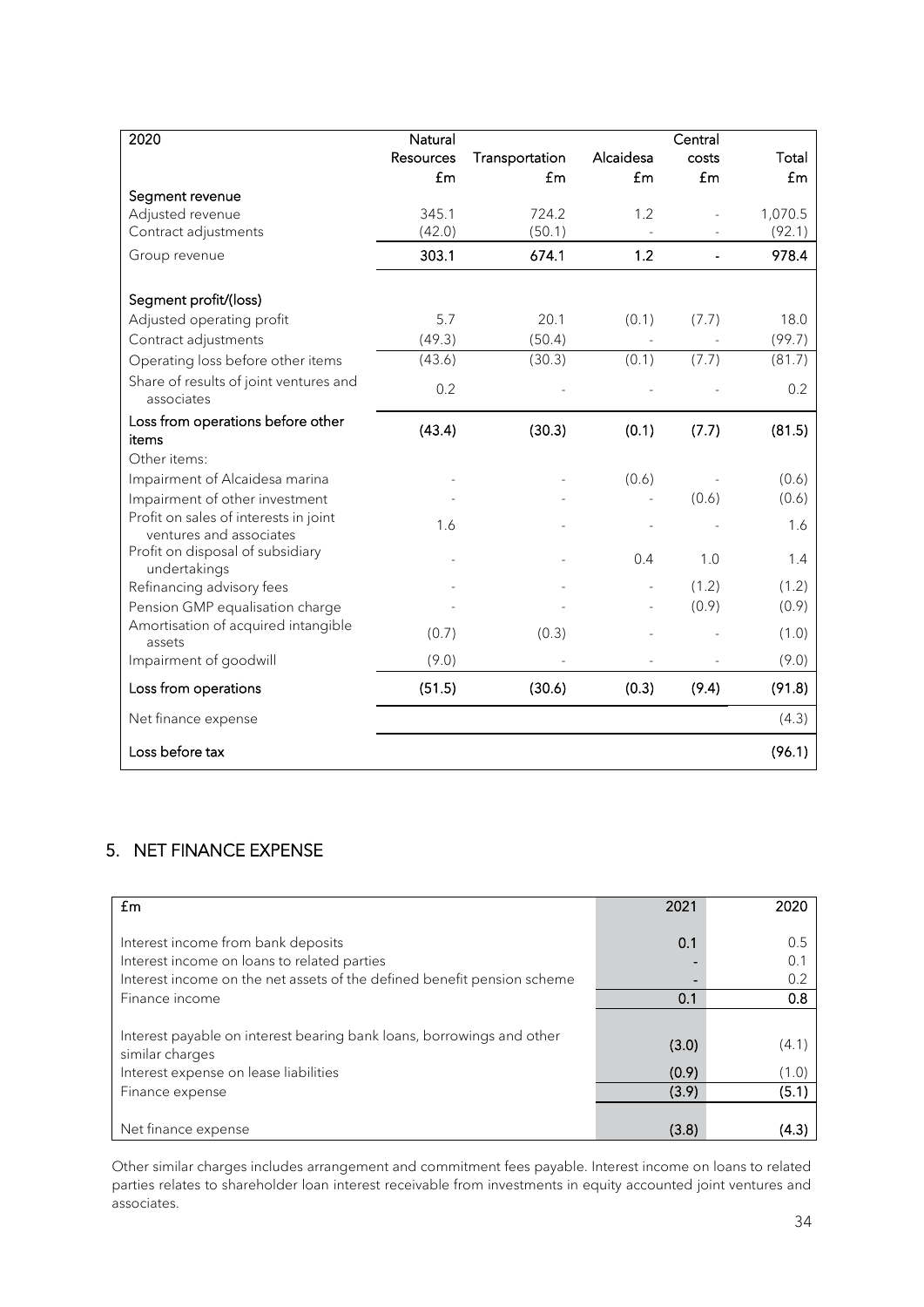| 2020 | Natural Resources £m | Transportation £m | Alcaidesa £m | Central costs £m | Total £m |
|---|---|---|---|---|---|
| **Segment revenue** | | | | | |
| Adjusted revenue | 345.1 | 724.2 | 1.2 | - | 1,070.5 |
| Contract adjustments | (42.0) | (50.1) | - | - | (92.1) |
| Group revenue | **303.1** | **674.1** | **1.2** | **-** | **978.4** |
| | | | | | |
| **Segment profit/(loss)** | | | | | |
| Adjusted operating profit | 5.7 | 20.1 | (0.1) | (7.7) | 18.0 |
| Contract adjustments | (49.3) | (50.4) | - | - | (99.7) |
| Operating loss before other items | (43.6) | (30.3) | (0.1) | (7.7) | (81.7) |
| Share of results of joint ventures and associates | 0.2 | - | - | - | 0.2 |
| **Loss from operations before other items** | **(43.4)** | **(30.3)** | **(0.1)** | **(7.7)** | **(81.5)** |
| Other items: | | | | | |
| Impairment of Alcaidesa marina | - | - | (0.6) | - | (0.6) |
| Impairment of other investment | - | - | - | (0.6) | (0.6) |
| Profit on sales of interests in joint ventures and associates | 1.6 | - | - | - | 1.6 |
| Profit on disposal of subsidiary undertakings | - | - | 0.4 | 1.0 | 1.4 |
| Refinancing advisory fees | - | - | - | (1.2) | (1.2) |
| Pension GMP equalisation charge | - | - | - | (0.9) | (0.9) |
| Amortisation of acquired intangible assets | (0.7) | (0.3) | - | - | (1.0) |
| Impairment of goodwill | (9.0) | - | - | - | (9.0) |
| **Loss from operations** | **(51.5)** | **(30.6)** | **(0.3)** | **(9.4)** | **(91.8)** |
| Net finance expense | | | | | (4.3) |
| **Loss before tax** | | | | | **(96.1)** |

## 5. NET FINANCE EXPENSE

| £m | 2021 | 2020 |
|---|---|---|
| Interest income from bank deposits | 0.1 | 0.5 |
| Interest income on loans to related parties | - | 0.1 |
| Interest income on the net assets of the defined benefit pension scheme | - | 0.2 |
| Finance income | **0.1** | **0.8** |
| | | |
| Interest payable on interest bearing bank loans, borrowings and other similar charges | (3.0) | (4.1) |
| Interest expense on lease liabilities | (0.9) | (1.0) |
| Finance expense | (3.9) | (5.1) |
| | | |
| Net finance expense | (3.8) | (4.3) |

Other similar charges includes arrangement and commitment fees payable. Interest income on loans to related parties relates to shareholder loan interest receivable from investments in equity accounted joint ventures and associates.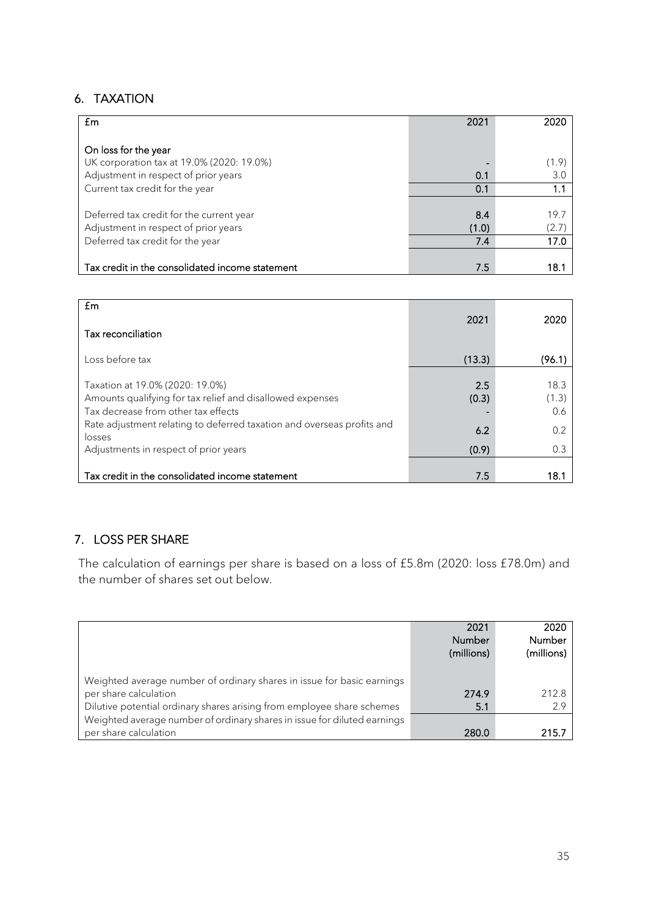## 6. TAXATION

| £m | 2021 | 2020 |
|---|---|---|
| **On loss for the year** | | |
| UK corporation tax at 19.0% (2020: 19.0%) | - | (1.9) |
| Adjustment in respect of prior years | 0.1 | 3.0 |
| Current tax credit for the year | 0.1 | 1.1 |
| | | |
| Deferred tax credit for the current year | 8.4 | 19.7 |
| Adjustment in respect of prior years | (1.0) | (2.7) |
| Deferred tax credit for the year | 7.4 | 17.0 |
| | | |
| Tax credit in the consolidated income statement | 7.5 | 18.1 |

| £m<br>Tax reconciliation | 2021 | 2020 |
|---|---|---|
| Loss before tax | (13.3) | (96.1) |
| | | |
| Taxation at 19.0% (2020: 19.0%) | 2.5 | 18.3 |
| Amounts qualifying for tax relief and disallowed expenses | (0.3) | (1.3) |
| Tax decrease from other tax effects | - | 0.6 |
| Rate adjustment relating to deferred taxation and overseas profits and losses | 6.2 | 0.2 |
| Adjustments in respect of prior years | (0.9) | 0.3 |
| | | |
| Tax credit in the consolidated income statement | 7.5 | 18.1 |

## 7. LOSS PER SHARE

The calculation of earnings per share is based on a loss of £5.8m (2020: loss £78.0m) and the number of shares set out below.

| | 2021<br>Number<br>(millions) | 2020<br>Number<br>(millions) |
|---|---|---|
| Weighted average number of ordinary shares in issue for basic earnings per share calculation | 274.9 | 212.8 |
| Dilutive potential ordinary shares arising from employee share schemes | 5.1 | 2.9 |
| Weighted average number of ordinary shares in issue for diluted earnings per share calculation | 280.0 | 215.7 |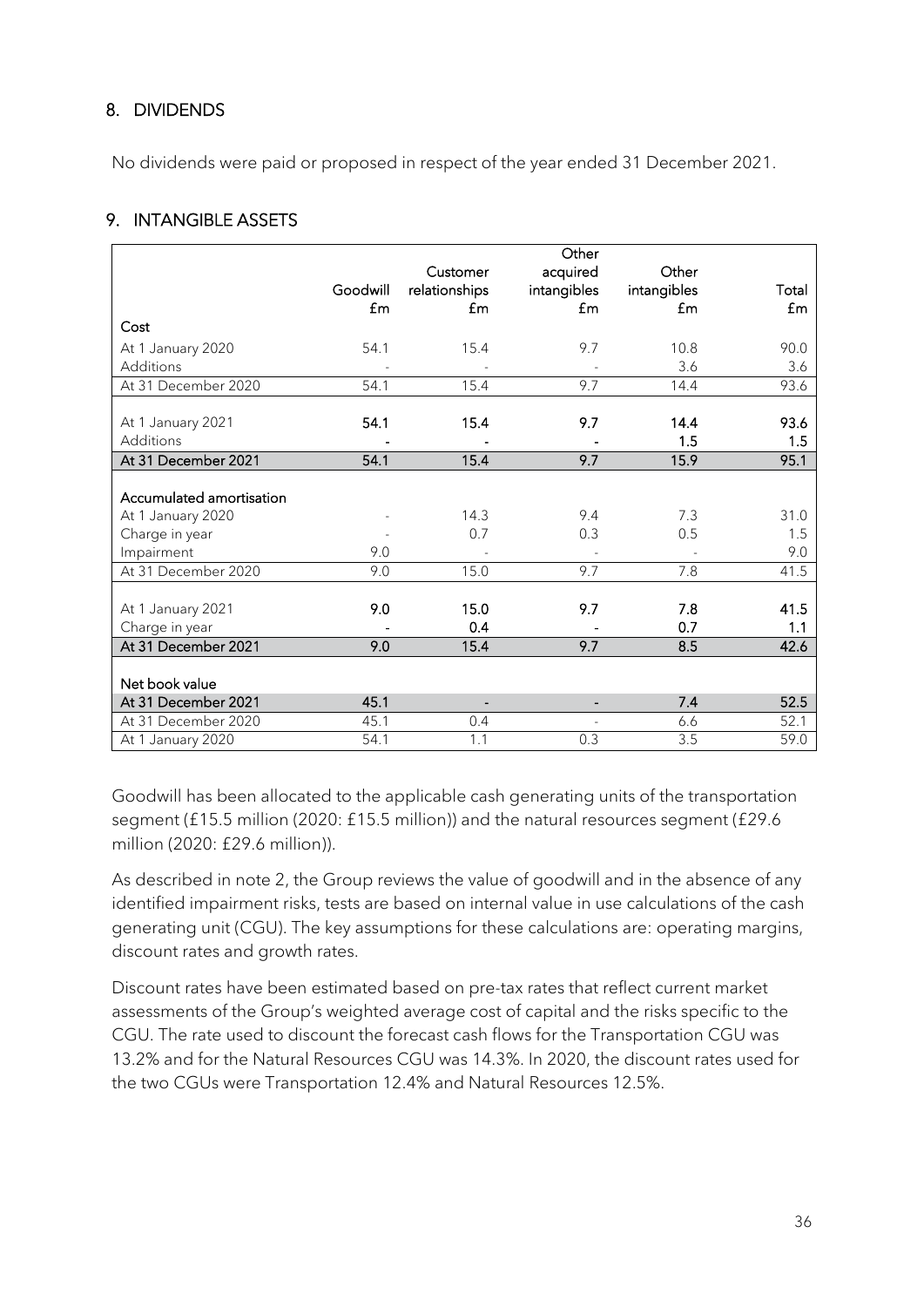## 8. DIVIDENDS

No dividends were paid or proposed in respect of the year ended 31 December 2021.

## 9. INTANGIBLE ASSETS

| | Goodwill £m | Customer relationships £m | Other acquired intangibles £m | Other intangibles £m | Total £m |
|---|---|---|---|---|---|
| **Cost** | | | | | |
| At 1 January 2020 | 54.1 | 15.4 | 9.7 | 10.8 | 90.0 |
| Additions | - | - | - | 3.6 | 3.6 |
| At 31 December 2020 | 54.1 | 15.4 | 9.7 | 14.4 | 93.6 |
| | | | | | |
| At 1 January 2021 | **54.1** | **15.4** | **9.7** | **14.4** | **93.6** |
| Additions | **-** | **-** | **-** | **1.5** | **1.5** |
| **At 31 December 2021** | **54.1** | **15.4** | **9.7** | **15.9** | **95.1** |
| | | | | | |
| **Accumulated amortisation** | | | | | |
| At 1 January 2020 | - | 14.3 | 9.4 | 7.3 | 31.0 |
| Charge in year | - | 0.7 | 0.3 | 0.5 | 1.5 |
| Impairment | 9.0 | - | - | - | 9.0 |
| At 31 December 2020 | 9.0 | 15.0 | 9.7 | 7.8 | 41.5 |
| | | | | | |
| At 1 January 2021 | **9.0** | **15.0** | **9.7** | **7.8** | **41.5** |
| Charge in year | **-** | **0.4** | **-** | **0.7** | **1.1** |
| **At 31 December 2021** | **9.0** | **15.4** | **9.7** | **8.5** | **42.6** |
| | | | | | |
| **Net book value** | | | | | |
| **At 31 December 2021** | **45.1** | **-** | **-** | **7.4** | **52.5** |
| At 31 December 2020 | 45.1 | 0.4 | - | 6.6 | 52.1 |
| At 1 January 2020 | 54.1 | 1.1 | 0.3 | 3.5 | 59.0 |

Goodwill has been allocated to the applicable cash generating units of the transportation segment (£15.5 million (2020: £15.5 million)) and the natural resources segment (£29.6 million (2020: £29.6 million)).

As described in note 2, the Group reviews the value of goodwill and in the absence of any identified impairment risks, tests are based on internal value in use calculations of the cash generating unit (CGU). The key assumptions for these calculations are: operating margins, discount rates and growth rates.

Discount rates have been estimated based on pre-tax rates that reflect current market assessments of the Group's weighted average cost of capital and the risks specific to the CGU. The rate used to discount the forecast cash flows for the Transportation CGU was 13.2% and for the Natural Resources CGU was 14.3%. In 2020, the discount rates used for the two CGUs were Transportation 12.4% and Natural Resources 12.5%.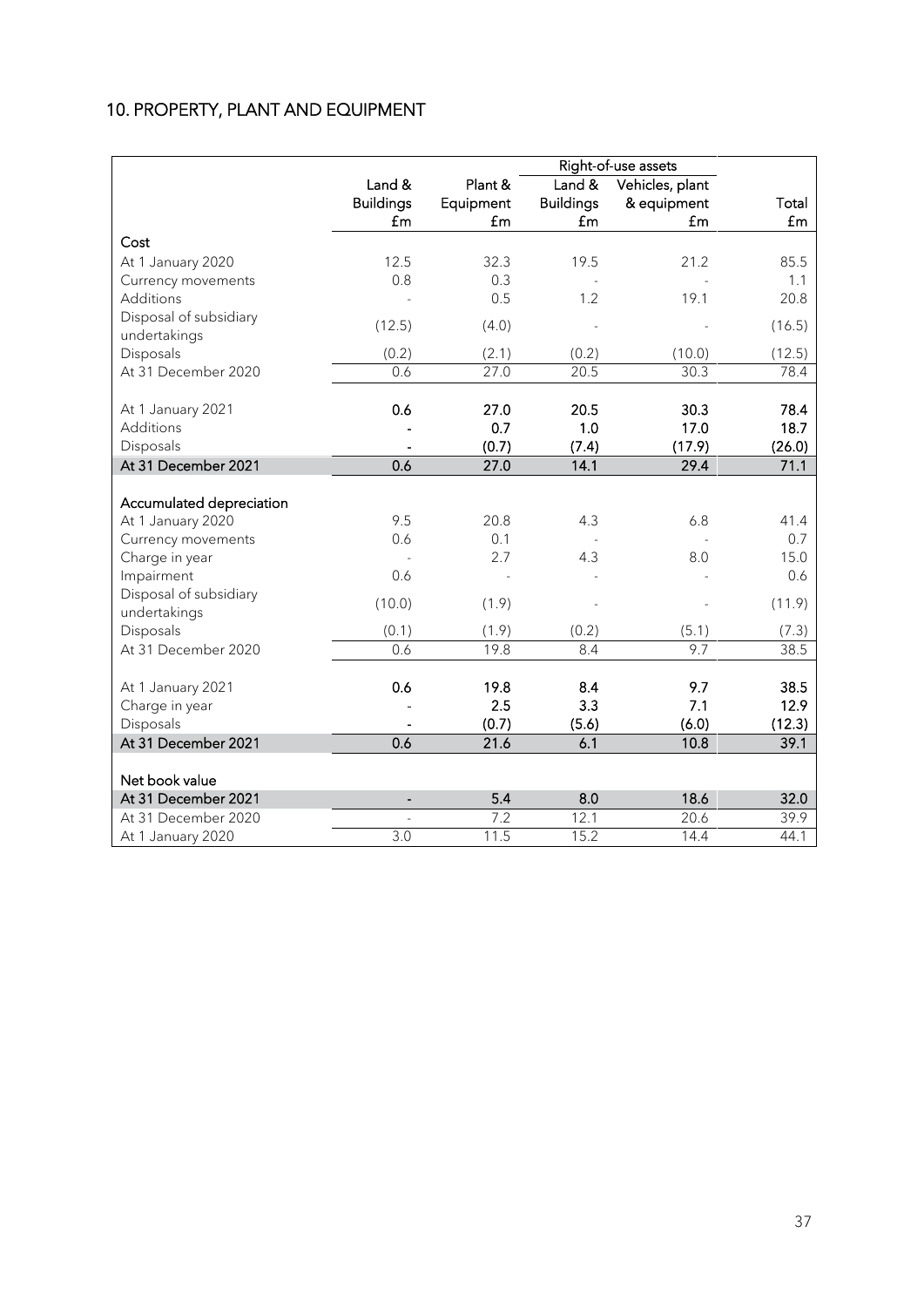## 10. PROPERTY, PLANT AND EQUIPMENT

| | Land & Buildings | Plant & Equipment | Right-of-use assets | | Total |
|---|---|---|---|---|---|
| | | | Land & Buildings | Vehicles, plant & equipment | |
| | £m | £m | £m | £m | £m |
| **Cost** | | | | | |
| At 1 January 2020 | 12.5 | 32.3 | 19.5 | 21.2 | 85.5 |
| Currency movements | 0.8 | 0.3 | - | - | 1.1 |
| Additions | - | 0.5 | 1.2 | 19.1 | 20.8 |
| Disposal of subsidiary undertakings | (12.5) | (4.0) | - | - | (16.5) |
| Disposals | (0.2) | (2.1) | (0.2) | (10.0) | (12.5) |
| At 31 December 2020 | 0.6 | 27.0 | 20.5 | 30.3 | 78.4 |
| | | | | | |
| **At 1 January 2021** | **0.6** | **27.0** | **20.5** | **30.3** | **78.4** |
| Additions | **-** | **0.7** | **1.0** | **17.0** | **18.7** |
| Disposals | **-** | **(0.7)** | **(7.4)** | **(17.9)** | **(26.0)** |
| At 31 December 2021 | **0.6** | **27.0** | **14.1** | **29.4** | **71.1** |
| | | | | | |
| **Accumulated depreciation** | | | | | |
| At 1 January 2020 | 9.5 | 20.8 | 4.3 | 6.8 | 41.4 |
| Currency movements | 0.6 | 0.1 | - | - | 0.7 |
| Charge in year | - | 2.7 | 4.3 | 8.0 | 15.0 |
| Impairment | 0.6 | - | - | - | 0.6 |
| Disposal of subsidiary undertakings | (10.0) | (1.9) | - | - | (11.9) |
| Disposals | (0.1) | (1.9) | (0.2) | (5.1) | (7.3) |
| At 31 December 2020 | 0.6 | 19.8 | 8.4 | 9.7 | 38.5 |
| | | | | | |
| At 1 January 2021 | **0.6** | **19.8** | **8.4** | **9.7** | **38.5** |
| Charge in year | **-** | **2.5** | **3.3** | **7.1** | **12.9** |
| Disposals | **-** | **(0.7)** | **(5.6)** | **(6.0)** | **(12.3)** |
| At 31 December 2021 | **0.6** | **21.6** | **6.1** | **10.8** | **39.1** |
| | | | | | |
| **Net book value** | | | | | |
| At 31 December 2021 | **-** | **5.4** | **8.0** | **18.6** | **32.0** |
| At 31 December 2020 | - | 7.2 | 12.1 | 20.6 | 39.9 |
| At 1 January 2020 | 3.0 | 11.5 | 15.2 | 14.4 | 44.1 |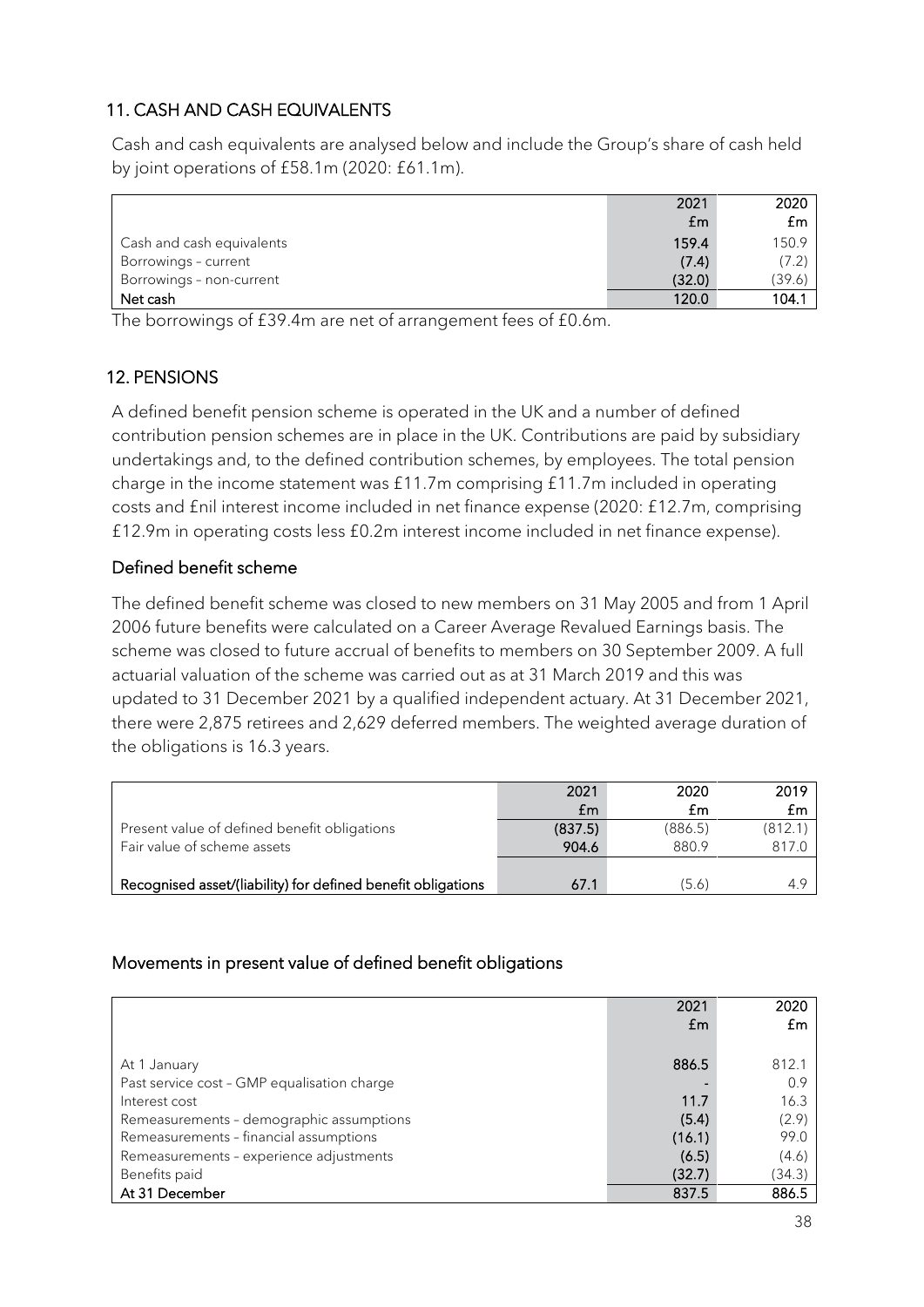## 11. CASH AND CASH EQUIVALENTS

Cash and cash equivalents are analysed below and include the Group's share of cash held by joint operations of £58.1m (2020: £61.1m).

| | 2021 | 2020 |
|---|---|---|
| | £m | £m |
| Cash and cash equivalents | 159.4 | 150.9 |
| Borrowings – current | (7.4) | (7.2) |
| Borrowings – non-current | (32.0) | (39.6) |
| **Net cash** | **120.0** | **104.1** |

The borrowings of £39.4m are net of arrangement fees of £0.6m.

## 12. PENSIONS

A defined benefit pension scheme is operated in the UK and a number of defined contribution pension schemes are in place in the UK. Contributions are paid by subsidiary undertakings and, to the defined contribution schemes, by employees. The total pension charge in the income statement was £11.7m comprising £11.7m included in operating costs and £nil interest income included in net finance expense (2020: £12.7m, comprising £12.9m in operating costs less £0.2m interest income included in net finance expense).

### Defined benefit scheme

The defined benefit scheme was closed to new members on 31 May 2005 and from 1 April 2006 future benefits were calculated on a Career Average Revalued Earnings basis. The scheme was closed to future accrual of benefits to members on 30 September 2009. A full actuarial valuation of the scheme was carried out as at 31 March 2019 and this was updated to 31 December 2021 by a qualified independent actuary. At 31 December 2021, there were 2,875 retirees and 2,629 deferred members. The weighted average duration of the obligations is 16.3 years.

| | 2021 | 2020 | 2019 |
|---|---|---|---|
| | £m | £m | £m |
| Present value of defined benefit obligations | (837.5) | (886.5) | (812.1) |
| Fair value of scheme assets | 904.6 | 880.9 | 817.0 |
| **Recognised asset/(liability) for defined benefit obligations** | **67.1** | (5.6) | 4.9 |

### Movements in present value of defined benefit obligations

| | 2021 | 2020 |
|---|---|---|
| | £m | £m |
| At 1 January | 886.5 | 812.1 |
| Past service cost – GMP equalisation charge | - | 0.9 |
| Interest cost | 11.7 | 16.3 |
| Remeasurements – demographic assumptions | (5.4) | (2.9) |
| Remeasurements – financial assumptions | (16.1) | 99.0 |
| Remeasurements – experience adjustments | (6.5) | (4.6) |
| Benefits paid | (32.7) | (34.3) |
| **At 31 December** | **837.5** | **886.5** |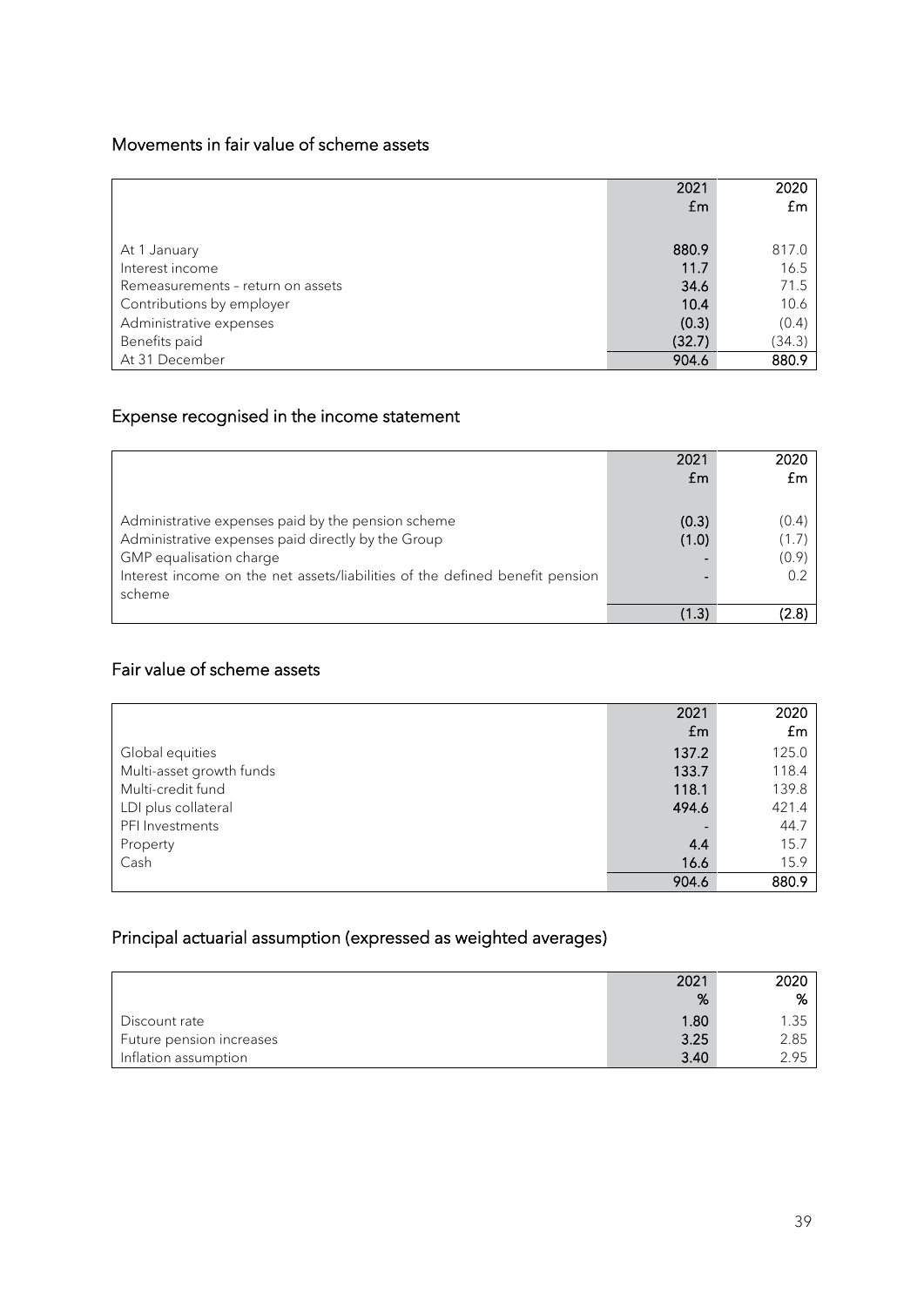## Movements in fair value of scheme assets

| | 2021 £m | 2020 £m |
|---|---|---|
| At 1 January | 880.9 | 817.0 |
| Interest income | 11.7 | 16.5 |
| Remeasurements – return on assets | 34.6 | 71.5 |
| Contributions by employer | 10.4 | 10.6 |
| Administrative expenses | (0.3) | (0.4) |
| Benefits paid | (32.7) | (34.3) |
| At 31 December | 904.6 | 880.9 |

## Expense recognised in the income statement

| | 2021 £m | 2020 £m |
|---|---|---|
| Administrative expenses paid by the pension scheme | (0.3) | (0.4) |
| Administrative expenses paid directly by the Group | (1.0) | (1.7) |
| GMP equalisation charge | - | (0.9) |
| Interest income on the net assets/liabilities of the defined benefit pension scheme | - | 0.2 |
| | (1.3) | (2.8) |

## Fair value of scheme assets

| | 2021 £m | 2020 £m |
|---|---|---|
| Global equities | 137.2 | 125.0 |
| Multi-asset growth funds | 133.7 | 118.4 |
| Multi-credit fund | 118.1 | 139.8 |
| LDI plus collateral | 494.6 | 421.4 |
| PFI Investments | - | 44.7 |
| Property | 4.4 | 15.7 |
| Cash | 16.6 | 15.9 |
| | 904.6 | 880.9 |

## Principal actuarial assumption (expressed as weighted averages)

| | 2021 % | 2020 % |
|---|---|---|
| Discount rate | 1.80 | 1.35 |
| Future pension increases | 3.25 | 2.85 |
| Inflation assumption | 3.40 | 2.95 |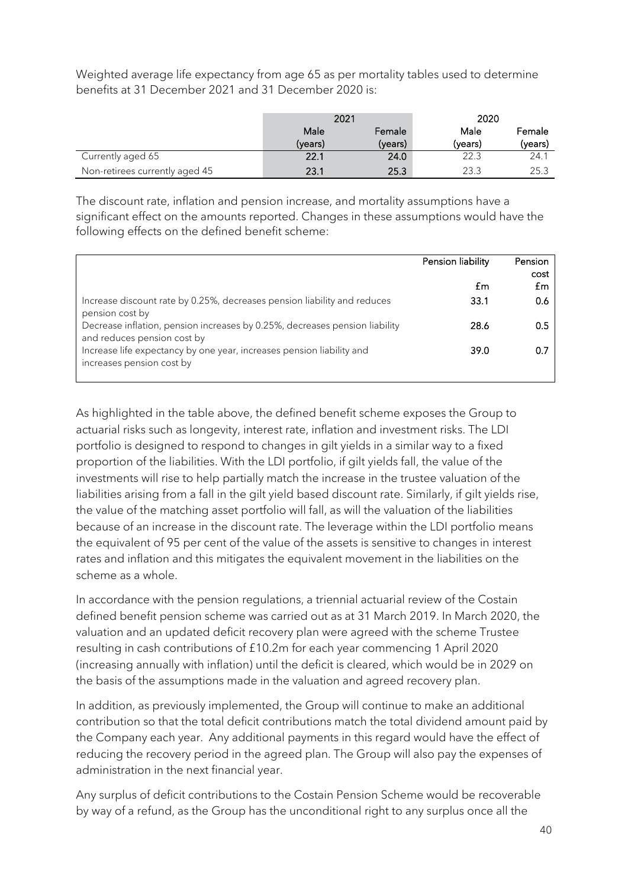Weighted average life expectancy from age 65 as per mortality tables used to determine benefits at 31 December 2021 and 31 December 2020 is:

| | 2021 | | 2020 | |
|---|---|---|---|---|
| | Male (years) | Female (years) | Male (years) | Female (years) |
| Currently aged 65 | 22.1 | 24.0 | 22.3 | 24.1 |
| Non-retirees currently aged 45 | 23.1 | 25.3 | 23.3 | 25.3 |

The discount rate, inflation and pension increase, and mortality assumptions have a significant effect on the amounts reported. Changes in these assumptions would have the following effects on the defined benefit scheme:

| | Pension liability £m | Pension cost £m |
|---|---|---|
| Increase discount rate by 0.25%, decreases pension liability and reduces pension cost by | 33.1 | 0.6 |
| Decrease inflation, pension increases by 0.25%, decreases pension liability and reduces pension cost by | 28.6 | 0.5 |
| Increase life expectancy by one year, increases pension liability and increases pension cost by | 39.0 | 0.7 |

As highlighted in the table above, the defined benefit scheme exposes the Group to actuarial risks such as longevity, interest rate, inflation and investment risks. The LDI portfolio is designed to respond to changes in gilt yields in a similar way to a fixed proportion of the liabilities. With the LDI portfolio, if gilt yields fall, the value of the investments will rise to help partially match the increase in the trustee valuation of the liabilities arising from a fall in the gilt yield based discount rate. Similarly, if gilt yields rise, the value of the matching asset portfolio will fall, as will the valuation of the liabilities because of an increase in the discount rate. The leverage within the LDI portfolio means the equivalent of 95 per cent of the value of the assets is sensitive to changes in interest rates and inflation and this mitigates the equivalent movement in the liabilities on the scheme as a whole.

In accordance with the pension regulations, a triennial actuarial review of the Costain defined benefit pension scheme was carried out as at 31 March 2019. In March 2020, the valuation and an updated deficit recovery plan were agreed with the scheme Trustee resulting in cash contributions of £10.2m for each year commencing 1 April 2020 (increasing annually with inflation) until the deficit is cleared, which would be in 2029 on the basis of the assumptions made in the valuation and agreed recovery plan.

In addition, as previously implemented, the Group will continue to make an additional contribution so that the total deficit contributions match the total dividend amount paid by the Company each year. Any additional payments in this regard would have the effect of reducing the recovery period in the agreed plan. The Group will also pay the expenses of administration in the next financial year.

Any surplus of deficit contributions to the Costain Pension Scheme would be recoverable by way of a refund, as the Group has the unconditional right to any surplus once all the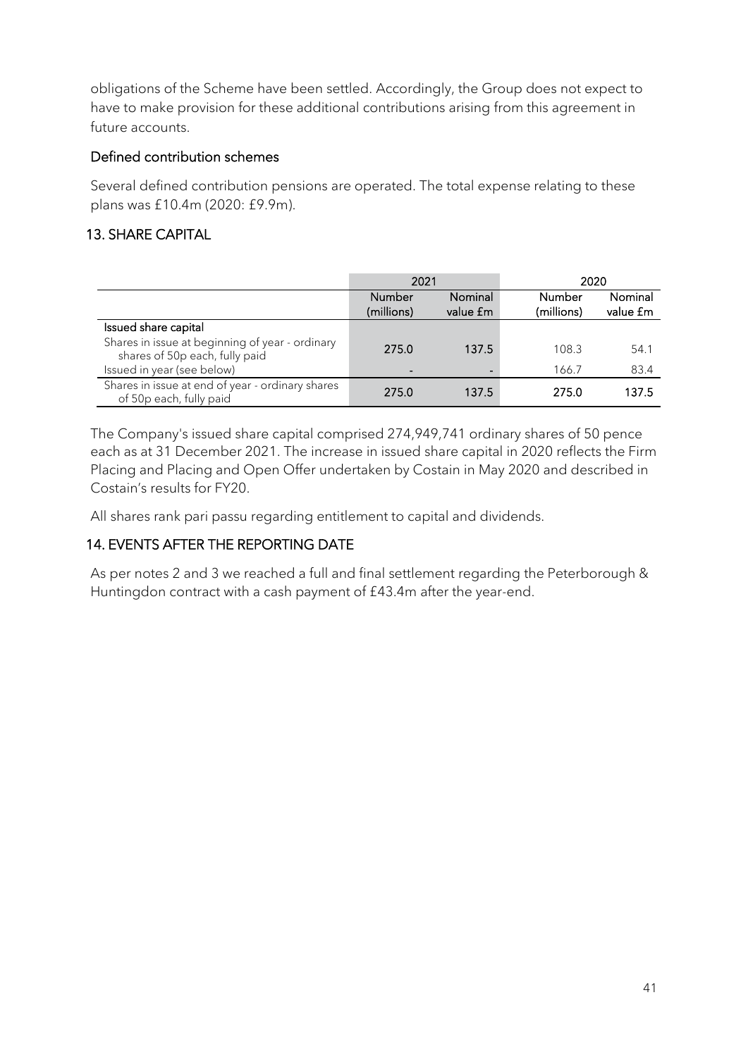obligations of the Scheme have been settled. Accordingly, the Group does not expect to have to make provision for these additional contributions arising from this agreement in future accounts.

### Defined contribution schemes

Several defined contribution pensions are operated. The total expense relating to these plans was £10.4m (2020: £9.9m).

## 13. SHARE CAPITAL

| | 2021 | | 2020 | |
|---|---|---|---|---|
| | Number (millions) | Nominal value £m | Number (millions) | Nominal value £m |
| **Issued share capital** | | | | |
| Shares in issue at beginning of year - ordinary shares of 50p each, fully paid | 275.0 | 137.5 | 108.3 | 54.1 |
| Issued in year (see below) | - | - | 166.7 | 83.4 |
| Shares in issue at end of year - ordinary shares of 50p each, fully paid | 275.0 | 137.5 | 275.0 | 137.5 |

The Company's issued share capital comprised 274,949,741 ordinary shares of 50 pence each as at 31 December 2021. The increase in issued share capital in 2020 reflects the Firm Placing and Placing and Open Offer undertaken by Costain in May 2020 and described in Costain's results for FY20.

All shares rank pari passu regarding entitlement to capital and dividends.

## 14. EVENTS AFTER THE REPORTING DATE

As per notes 2 and 3 we reached a full and final settlement regarding the Peterborough & Huntingdon contract with a cash payment of £43.4m after the year-end.